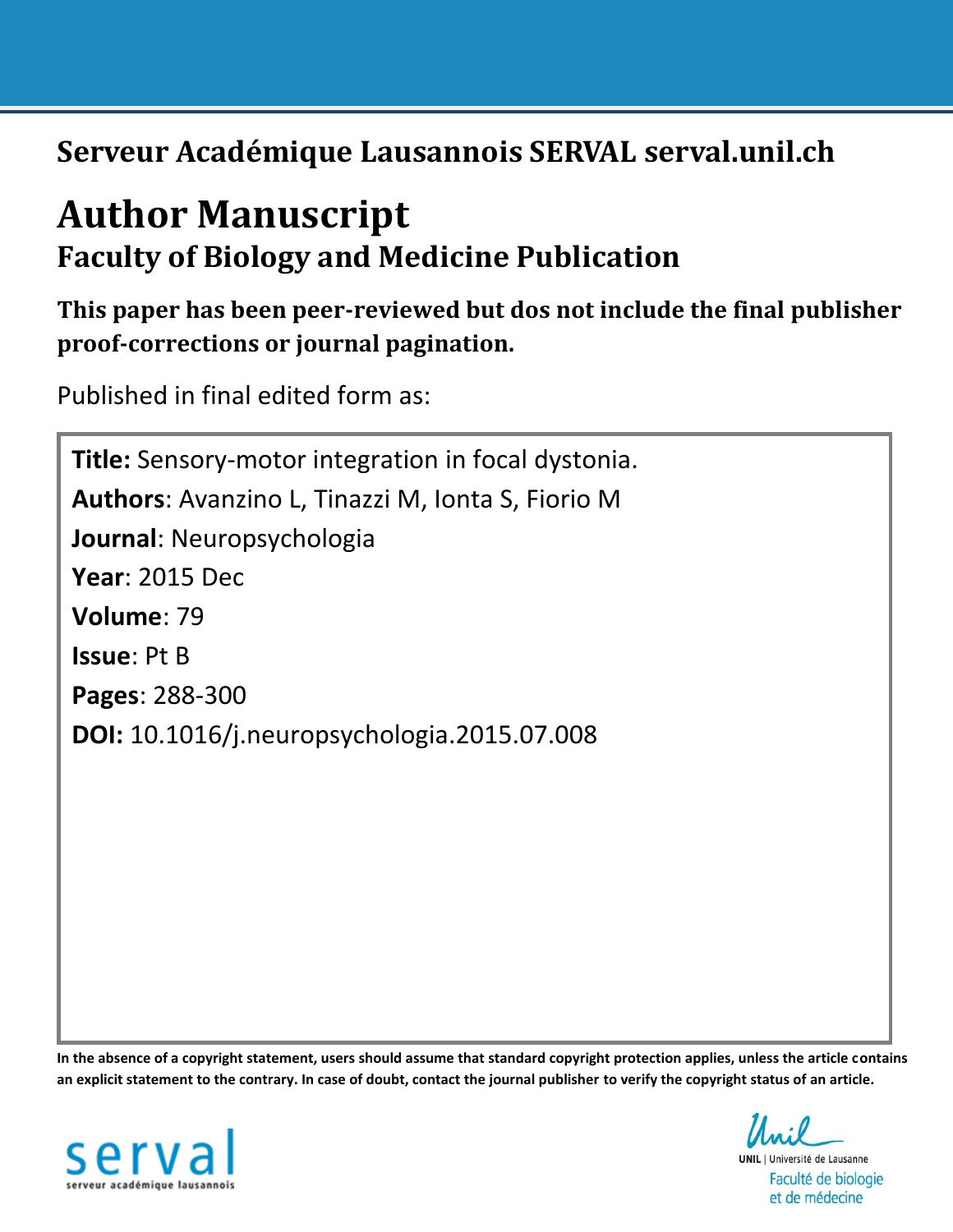**Serveur Académique Lausannois SERVAL serval.unil.ch**

# Author Manuscript

## Faculty of Biology and Medicine Publication

**This paper has been peer-reviewed but dos not include the final publisher proof-corrections or journal pagination.**

Published in final edited form as:

**Title:** Sensory-motor integration in focal dystonia.
**Authors**: Avanzino L, Tinazzi M, Ionta S, Fiorio M
**Journal**: Neuropsychologia
**Year**: 2015 Dec
**Volume**: 79
**Issue**: Pt B
**Pages**: 288-300
**DOI:** 10.1016/j.neuropsychologia.2015.07.008

**In the absence of a copyright statement, users should assume that standard copyright protection applies, unless the article contains an explicit statement to the contrary. In case of doubt, contact the journal publisher to verify the copyright status of an article.**

serval
serveur académique lausannois

UNIL | Université de Lausanne
Faculté de biologie et de médecine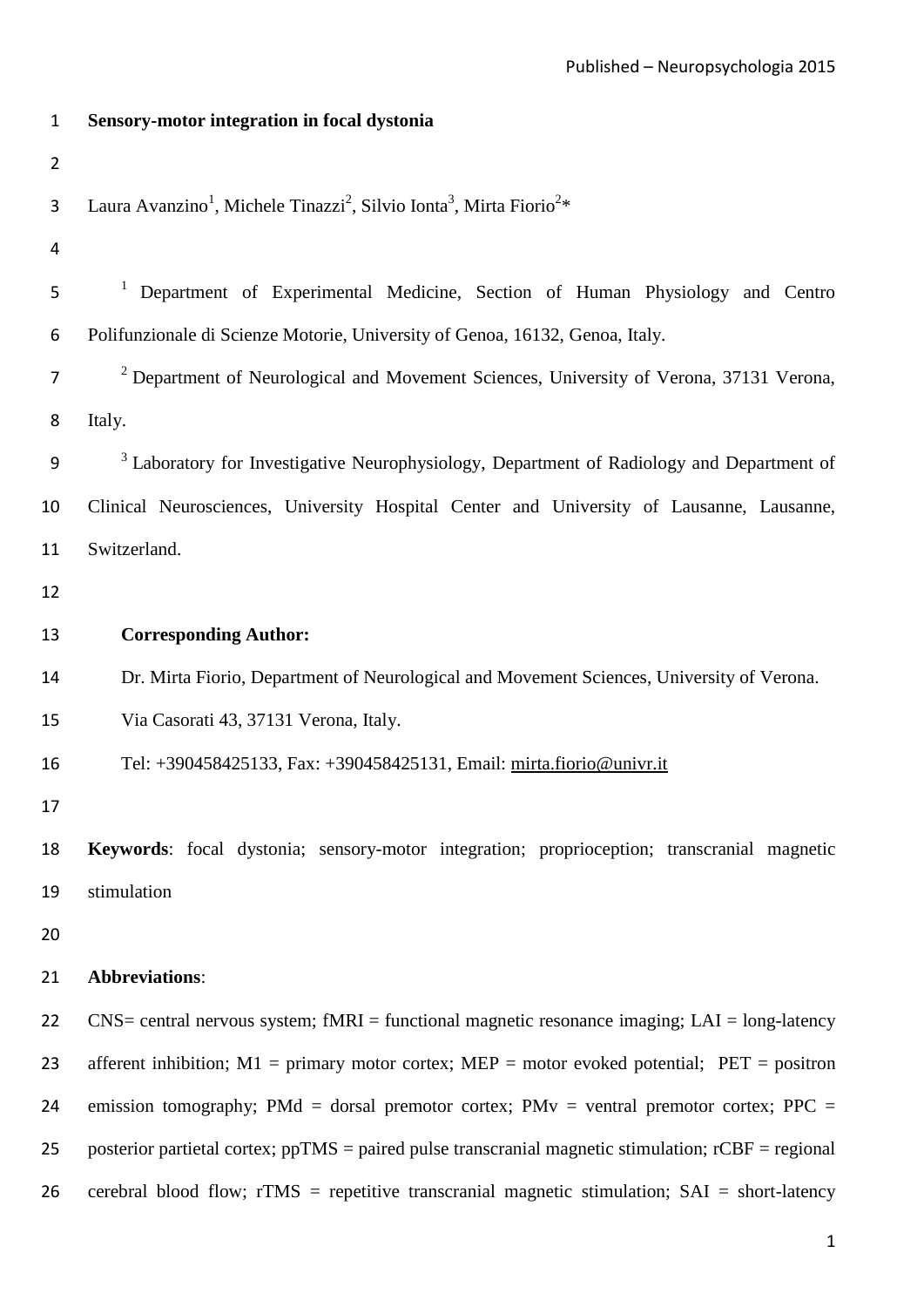**Sensory-motor integration in focal dystonia**

Laura Avanzino[1], Michele Tinazzi[2], Silvio Ionta[3], Mirta Fiorio[2]*

[1] Department of Experimental Medicine, Section of Human Physiology and Centro Polifunzionale di Scienze Motorie, University of Genoa, 16132, Genoa, Italy.

[2] Department of Neurological and Movement Sciences, University of Verona, 37131 Verona, Italy.

[3] Laboratory for Investigative Neurophysiology, Department of Radiology and Department of Clinical Neurosciences, University Hospital Center and University of Lausanne, Lausanne, Switzerland.

**Corresponding Author:**

Dr. Mirta Fiorio, Department of Neurological and Movement Sciences, University of Verona.
Via Casorati 43, 37131 Verona, Italy.
Tel: +390458425133, Fax: +390458425131, Email: mirta.fiorio@univr.it

**Keywords**: focal dystonia; sensory-motor integration; proprioception; transcranial magnetic stimulation

**Abbreviations**:

CNS= central nervous system; fMRI = functional magnetic resonance imaging; LAI = long-latency afferent inhibition; M1 = primary motor cortex; MEP = motor evoked potential; PET = positron emission tomography; PMd = dorsal premotor cortex; PMv = ventral premotor cortex; PPC = posterior partietal cortex; ppTMS = paired pulse transcranial magnetic stimulation; rCBF = regional cerebral blood flow; rTMS = repetitive transcranial magnetic stimulation; SAI = short-latency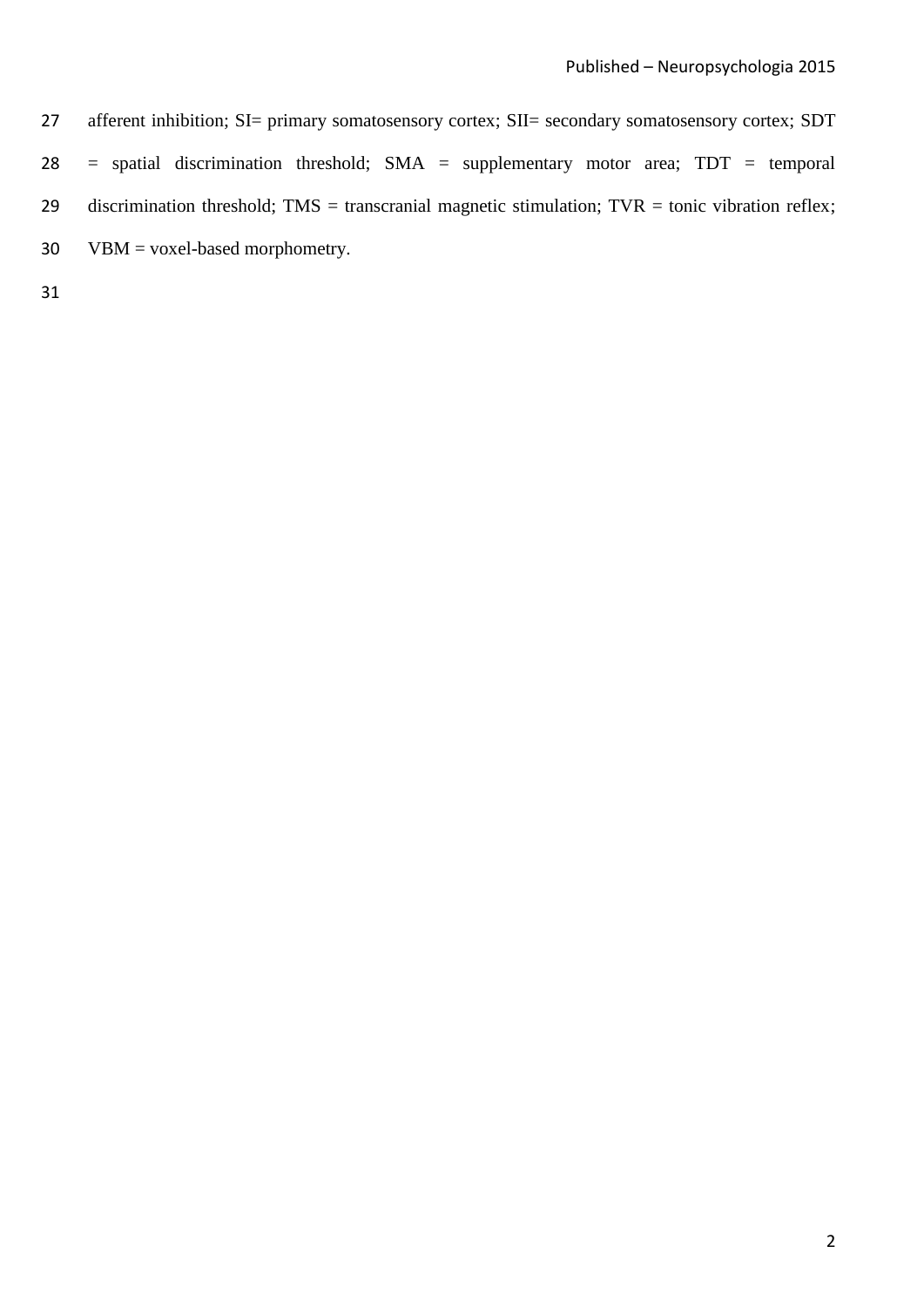afferent inhibition; SI= primary somatosensory cortex; SII= secondary somatosensory cortex; SDT = spatial discrimination threshold; SMA = supplementary motor area; TDT = temporal discrimination threshold; TMS = transcranial magnetic stimulation; TVR = tonic vibration reflex; VBM = voxel-based morphometry.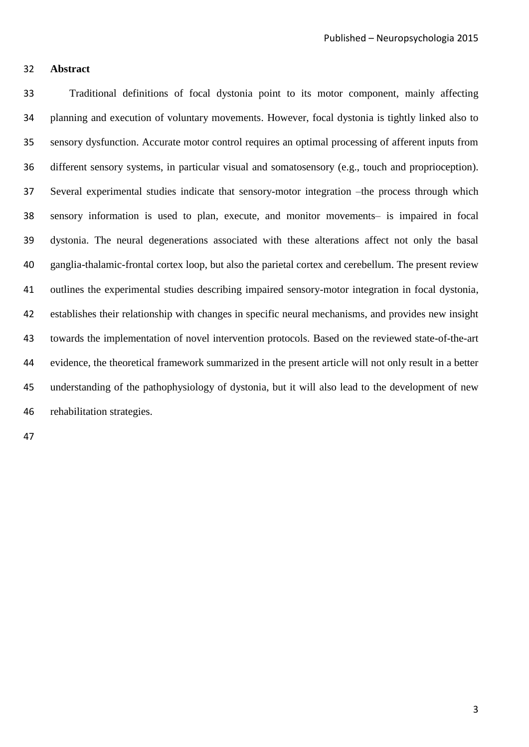## Abstract

Traditional definitions of focal dystonia point to its motor component, mainly affecting planning and execution of voluntary movements. However, focal dystonia is tightly linked also to sensory dysfunction. Accurate motor control requires an optimal processing of afferent inputs from different sensory systems, in particular visual and somatosensory (e.g., touch and proprioception). Several experimental studies indicate that sensory-motor integration –the process through which sensory information is used to plan, execute, and monitor movements– is impaired in focal dystonia. The neural degenerations associated with these alterations affect not only the basal ganglia-thalamic-frontal cortex loop, but also the parietal cortex and cerebellum. The present review outlines the experimental studies describing impaired sensory-motor integration in focal dystonia, establishes their relationship with changes in specific neural mechanisms, and provides new insight towards the implementation of novel intervention protocols. Based on the reviewed state-of-the-art evidence, the theoretical framework summarized in the present article will not only result in a better understanding of the pathophysiology of dystonia, but it will also lead to the development of new rehabilitation strategies.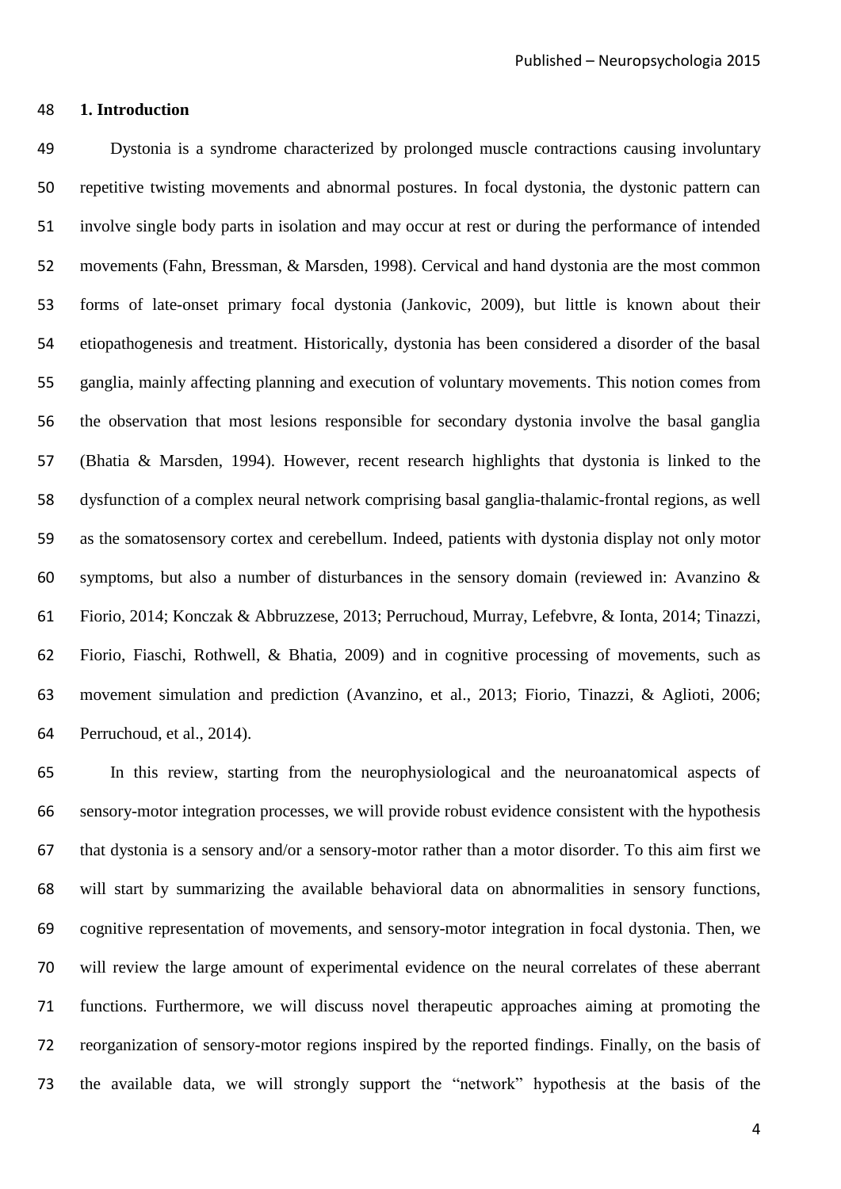## 1. Introduction

Dystonia is a syndrome characterized by prolonged muscle contractions causing involuntary repetitive twisting movements and abnormal postures. In focal dystonia, the dystonic pattern can involve single body parts in isolation and may occur at rest or during the performance of intended movements (Fahn, Bressman, & Marsden, 1998). Cervical and hand dystonia are the most common forms of late-onset primary focal dystonia (Jankovic, 2009), but little is known about their etiopathogenesis and treatment. Historically, dystonia has been considered a disorder of the basal ganglia, mainly affecting planning and execution of voluntary movements. This notion comes from the observation that most lesions responsible for secondary dystonia involve the basal ganglia (Bhatia & Marsden, 1994). However, recent research highlights that dystonia is linked to the dysfunction of a complex neural network comprising basal ganglia-thalamic-frontal regions, as well as the somatosensory cortex and cerebellum. Indeed, patients with dystonia display not only motor symptoms, but also a number of disturbances in the sensory domain (reviewed in: Avanzino & Fiorio, 2014; Konczak & Abbruzzese, 2013; Perruchoud, Murray, Lefebvre, & Ionta, 2014; Tinazzi, Fiorio, Fiaschi, Rothwell, & Bhatia, 2009) and in cognitive processing of movements, such as movement simulation and prediction (Avanzino, et al., 2013; Fiorio, Tinazzi, & Aglioti, 2006; Perruchoud, et al., 2014).

In this review, starting from the neurophysiological and the neuroanatomical aspects of sensory-motor integration processes, we will provide robust evidence consistent with the hypothesis that dystonia is a sensory and/or a sensory-motor rather than a motor disorder. To this aim first we will start by summarizing the available behavioral data on abnormalities in sensory functions, cognitive representation of movements, and sensory-motor integration in focal dystonia. Then, we will review the large amount of experimental evidence on the neural correlates of these aberrant functions. Furthermore, we will discuss novel therapeutic approaches aiming at promoting the reorganization of sensory-motor regions inspired by the reported findings. Finally, on the basis of the available data, we will strongly support the "network" hypothesis at the basis of the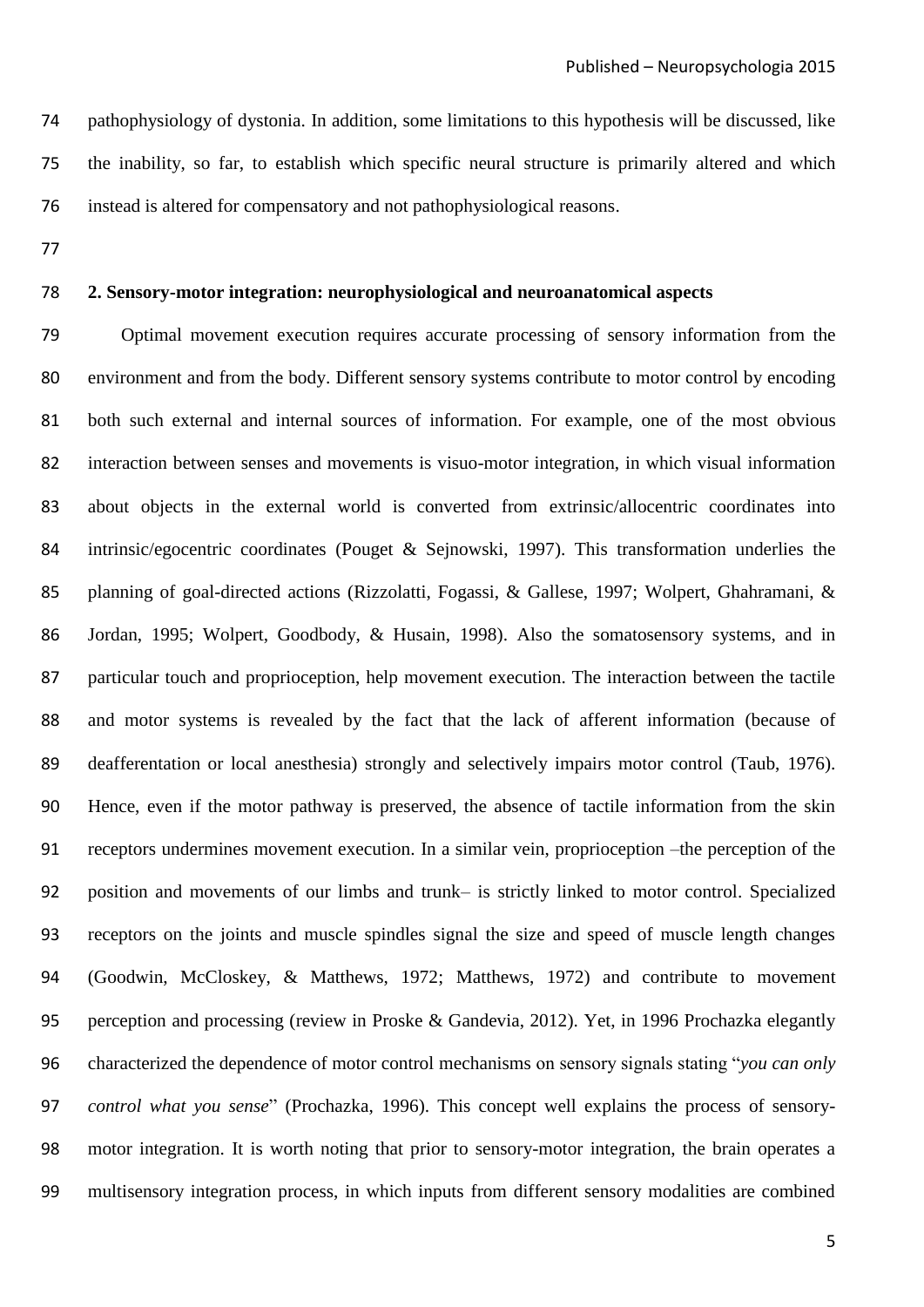pathophysiology of dystonia. In addition, some limitations to this hypothesis will be discussed, like the inability, so far, to establish which specific neural structure is primarily altered and which instead is altered for compensatory and not pathophysiological reasons.

## 2. Sensory-motor integration: neurophysiological and neuroanatomical aspects

Optimal movement execution requires accurate processing of sensory information from the environment and from the body. Different sensory systems contribute to motor control by encoding both such external and internal sources of information. For example, one of the most obvious interaction between senses and movements is visuo-motor integration, in which visual information about objects in the external world is converted from extrinsic/allocentric coordinates into intrinsic/egocentric coordinates (Pouget & Sejnowski, 1997). This transformation underlies the planning of goal-directed actions (Rizzolatti, Fogassi, & Gallese, 1997; Wolpert, Ghahramani, & Jordan, 1995; Wolpert, Goodbody, & Husain, 1998). Also the somatosensory systems, and in particular touch and proprioception, help movement execution. The interaction between the tactile and motor systems is revealed by the fact that the lack of afferent information (because of deafferentation or local anesthesia) strongly and selectively impairs motor control (Taub, 1976). Hence, even if the motor pathway is preserved, the absence of tactile information from the skin receptors undermines movement execution. In a similar vein, proprioception –the perception of the position and movements of our limbs and trunk– is strictly linked to motor control. Specialized receptors on the joints and muscle spindles signal the size and speed of muscle length changes (Goodwin, McCloskey, & Matthews, 1972; Matthews, 1972) and contribute to movement perception and processing (review in Proske & Gandevia, 2012). Yet, in 1996 Prochazka elegantly characterized the dependence of motor control mechanisms on sensory signals stating "*you can only control what you sense*" (Prochazka, 1996). This concept well explains the process of sensory-motor integration. It is worth noting that prior to sensory-motor integration, the brain operates a multisensory integration process, in which inputs from different sensory modalities are combined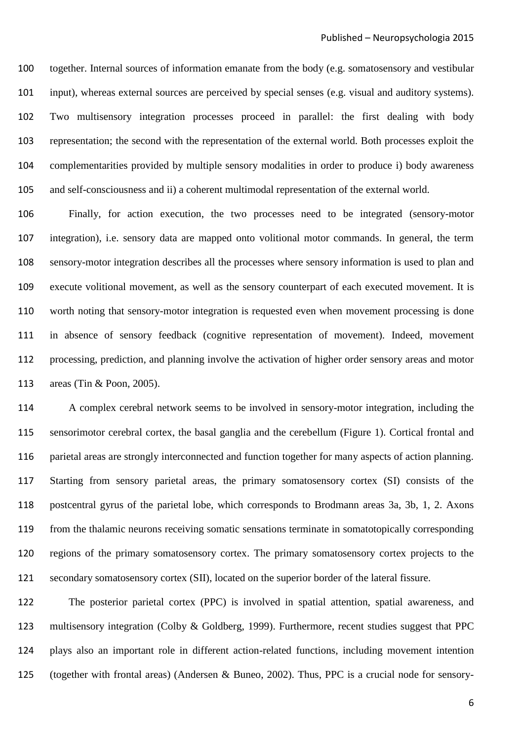together. Internal sources of information emanate from the body (e.g. somatosensory and vestibular input), whereas external sources are perceived by special senses (e.g. visual and auditory systems). Two multisensory integration processes proceed in parallel: the first dealing with body representation; the second with the representation of the external world. Both processes exploit the complementarities provided by multiple sensory modalities in order to produce i) body awareness and self-consciousness and ii) a coherent multimodal representation of the external world.

Finally, for action execution, the two processes need to be integrated (sensory-motor integration), i.e. sensory data are mapped onto volitional motor commands. In general, the term sensory-motor integration describes all the processes where sensory information is used to plan and execute volitional movement, as well as the sensory counterpart of each executed movement. It is worth noting that sensory-motor integration is requested even when movement processing is done in absence of sensory feedback (cognitive representation of movement). Indeed, movement processing, prediction, and planning involve the activation of higher order sensory areas and motor areas (Tin & Poon, 2005).

A complex cerebral network seems to be involved in sensory-motor integration, including the sensorimotor cerebral cortex, the basal ganglia and the cerebellum (Figure 1). Cortical frontal and parietal areas are strongly interconnected and function together for many aspects of action planning. Starting from sensory parietal areas, the primary somatosensory cortex (SI) consists of the postcentral gyrus of the parietal lobe, which corresponds to Brodmann areas 3a, 3b, 1, 2. Axons from the thalamic neurons receiving somatic sensations terminate in somatotopically corresponding regions of the primary somatosensory cortex. The primary somatosensory cortex projects to the secondary somatosensory cortex (SII), located on the superior border of the lateral fissure.

The posterior parietal cortex (PPC) is involved in spatial attention, spatial awareness, and multisensory integration (Colby & Goldberg, 1999). Furthermore, recent studies suggest that PPC plays also an important role in different action-related functions, including movement intention (together with frontal areas) (Andersen & Buneo, 2002). Thus, PPC is a crucial node for sensory-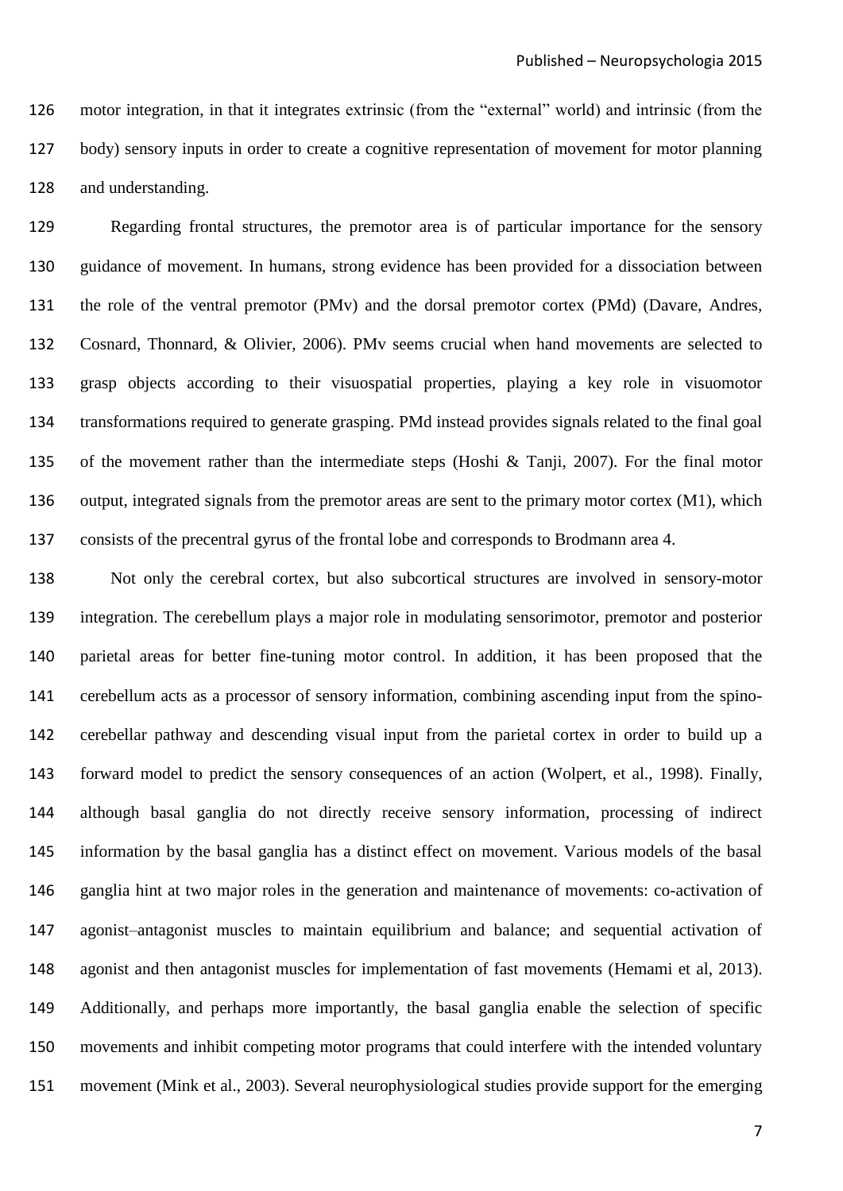motor integration, in that it integrates extrinsic (from the "external" world) and intrinsic (from the body) sensory inputs in order to create a cognitive representation of movement for motor planning and understanding.

Regarding frontal structures, the premotor area is of particular importance for the sensory guidance of movement. In humans, strong evidence has been provided for a dissociation between the role of the ventral premotor (PMv) and the dorsal premotor cortex (PMd) (Davare, Andres, Cosnard, Thonnard, & Olivier, 2006). PMv seems crucial when hand movements are selected to grasp objects according to their visuospatial properties, playing a key role in visuomotor transformations required to generate grasping. PMd instead provides signals related to the final goal of the movement rather than the intermediate steps (Hoshi & Tanji, 2007). For the final motor output, integrated signals from the premotor areas are sent to the primary motor cortex (M1), which consists of the precentral gyrus of the frontal lobe and corresponds to Brodmann area 4.

Not only the cerebral cortex, but also subcortical structures are involved in sensory-motor integration. The cerebellum plays a major role in modulating sensorimotor, premotor and posterior parietal areas for better fine-tuning motor control. In addition, it has been proposed that the cerebellum acts as a processor of sensory information, combining ascending input from the spino-cerebellar pathway and descending visual input from the parietal cortex in order to build up a forward model to predict the sensory consequences of an action (Wolpert, et al., 1998). Finally, although basal ganglia do not directly receive sensory information, processing of indirect information by the basal ganglia has a distinct effect on movement. Various models of the basal ganglia hint at two major roles in the generation and maintenance of movements: co-activation of agonist–antagonist muscles to maintain equilibrium and balance; and sequential activation of agonist and then antagonist muscles for implementation of fast movements (Hemami et al, 2013). Additionally, and perhaps more importantly, the basal ganglia enable the selection of specific movements and inhibit competing motor programs that could interfere with the intended voluntary movement (Mink et al., 2003). Several neurophysiological studies provide support for the emerging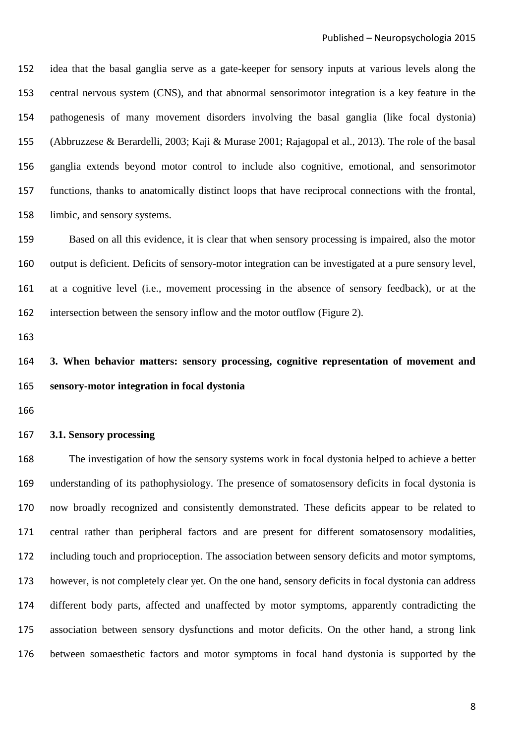idea that the basal ganglia serve as a gate-keeper for sensory inputs at various levels along the central nervous system (CNS), and that abnormal sensorimotor integration is a key feature in the pathogenesis of many movement disorders involving the basal ganglia (like focal dystonia) (Abbruzzese & Berardelli, 2003; Kaji & Murase 2001; Rajagopal et al., 2013). The role of the basal ganglia extends beyond motor control to include also cognitive, emotional, and sensorimotor functions, thanks to anatomically distinct loops that have reciprocal connections with the frontal, limbic, and sensory systems.

Based on all this evidence, it is clear that when sensory processing is impaired, also the motor output is deficient. Deficits of sensory-motor integration can be investigated at a pure sensory level, at a cognitive level (i.e., movement processing in the absence of sensory feedback), or at the intersection between the sensory inflow and the motor outflow (Figure 2).

## 3. When behavior matters: sensory processing, cognitive representation of movement and sensory-motor integration in focal dystonia

### 3.1. Sensory processing

The investigation of how the sensory systems work in focal dystonia helped to achieve a better understanding of its pathophysiology. The presence of somatosensory deficits in focal dystonia is now broadly recognized and consistently demonstrated. These deficits appear to be related to central rather than peripheral factors and are present for different somatosensory modalities, including touch and proprioception. The association between sensory deficits and motor symptoms, however, is not completely clear yet. On the one hand, sensory deficits in focal dystonia can address different body parts, affected and unaffected by motor symptoms, apparently contradicting the association between sensory dysfunctions and motor deficits. On the other hand, a strong link between somaesthetic factors and motor symptoms in focal hand dystonia is supported by the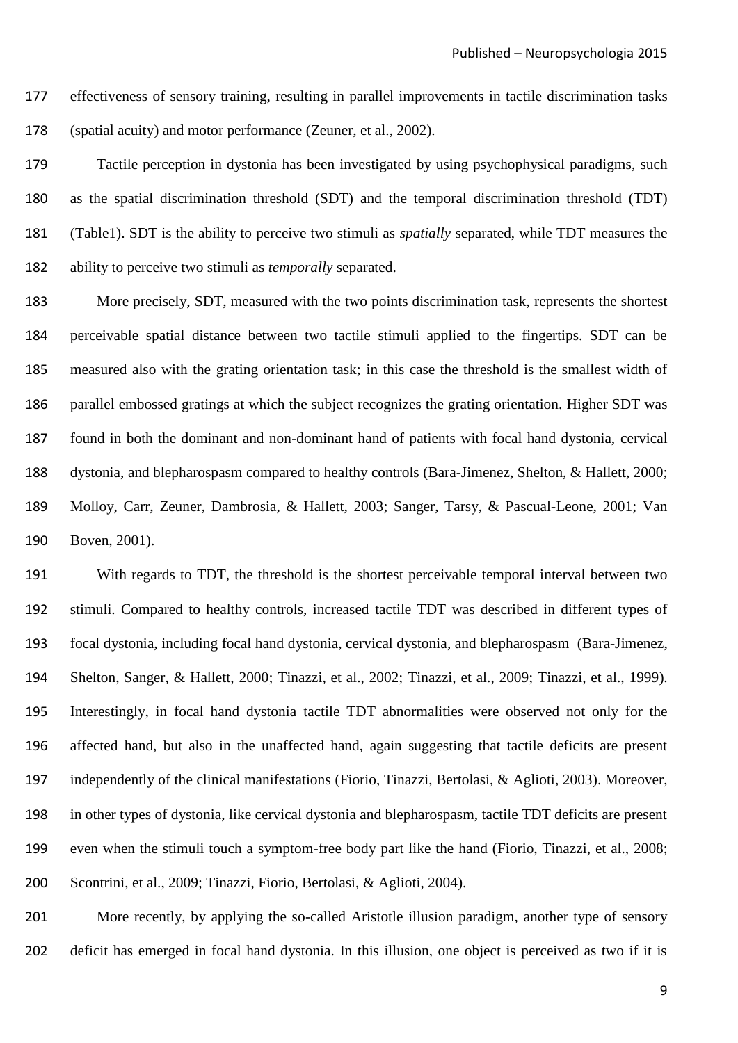effectiveness of sensory training, resulting in parallel improvements in tactile discrimination tasks (spatial acuity) and motor performance (Zeuner, et al., 2002).

Tactile perception in dystonia has been investigated by using psychophysical paradigms, such as the spatial discrimination threshold (SDT) and the temporal discrimination threshold (TDT) (Table1). SDT is the ability to perceive two stimuli as *spatially* separated, while TDT measures the ability to perceive two stimuli as *temporally* separated.

More precisely, SDT, measured with the two points discrimination task, represents the shortest perceivable spatial distance between two tactile stimuli applied to the fingertips. SDT can be measured also with the grating orientation task; in this case the threshold is the smallest width of parallel embossed gratings at which the subject recognizes the grating orientation. Higher SDT was found in both the dominant and non-dominant hand of patients with focal hand dystonia, cervical dystonia, and blepharospasm compared to healthy controls (Bara-Jimenez, Shelton, & Hallett, 2000; Molloy, Carr, Zeuner, Dambrosia, & Hallett, 2003; Sanger, Tarsy, & Pascual-Leone, 2001; Van Boven, 2001).

With regards to TDT, the threshold is the shortest perceivable temporal interval between two stimuli. Compared to healthy controls, increased tactile TDT was described in different types of focal dystonia, including focal hand dystonia, cervical dystonia, and blepharospasm (Bara-Jimenez, Shelton, Sanger, & Hallett, 2000; Tinazzi, et al., 2002; Tinazzi, et al., 2009; Tinazzi, et al., 1999). Interestingly, in focal hand dystonia tactile TDT abnormalities were observed not only for the affected hand, but also in the unaffected hand, again suggesting that tactile deficits are present independently of the clinical manifestations (Fiorio, Tinazzi, Bertolasi, & Aglioti, 2003). Moreover, in other types of dystonia, like cervical dystonia and blepharospasm, tactile TDT deficits are present even when the stimuli touch a symptom-free body part like the hand (Fiorio, Tinazzi, et al., 2008; Scontrini, et al., 2009; Tinazzi, Fiorio, Bertolasi, & Aglioti, 2004).

More recently, by applying the so-called Aristotle illusion paradigm, another type of sensory deficit has emerged in focal hand dystonia. In this illusion, one object is perceived as two if it is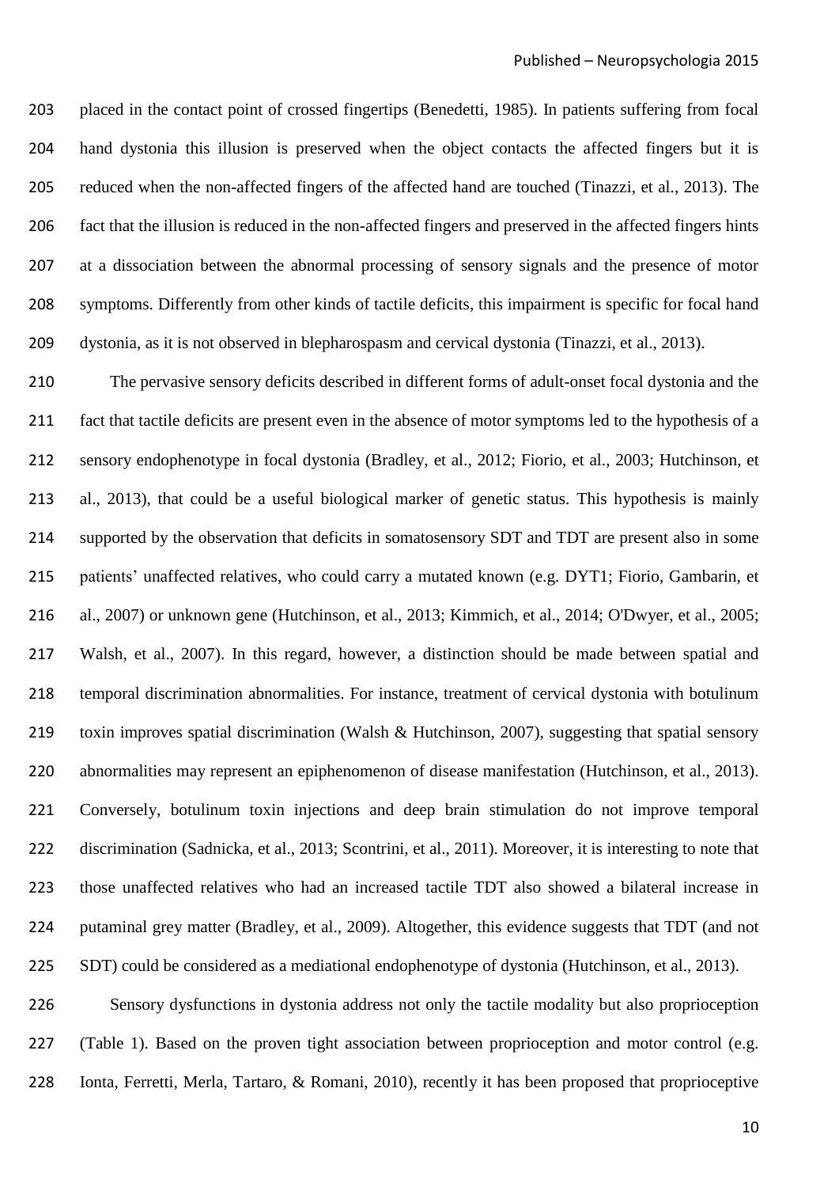placed in the contact point of crossed fingertips (Benedetti, 1985). In patients suffering from focal hand dystonia this illusion is preserved when the object contacts the affected fingers but it is reduced when the non-affected fingers of the affected hand are touched (Tinazzi, et al., 2013). The fact that the illusion is reduced in the non-affected fingers and preserved in the affected fingers hints at a dissociation between the abnormal processing of sensory signals and the presence of motor symptoms. Differently from other kinds of tactile deficits, this impairment is specific for focal hand dystonia, as it is not observed in blepharospasm and cervical dystonia (Tinazzi, et al., 2013).

The pervasive sensory deficits described in different forms of adult-onset focal dystonia and the fact that tactile deficits are present even in the absence of motor symptoms led to the hypothesis of a sensory endophenotype in focal dystonia (Bradley, et al., 2012; Fiorio, et al., 2003; Hutchinson, et al., 2013), that could be a useful biological marker of genetic status. This hypothesis is mainly supported by the observation that deficits in somatosensory SDT and TDT are present also in some patients' unaffected relatives, who could carry a mutated known (e.g. DYT1; Fiorio, Gambarin, et al., 2007) or unknown gene (Hutchinson, et al., 2013; Kimmich, et al., 2014; O'Dwyer, et al., 2005; Walsh, et al., 2007). In this regard, however, a distinction should be made between spatial and temporal discrimination abnormalities. For instance, treatment of cervical dystonia with botulinum toxin improves spatial discrimination (Walsh & Hutchinson, 2007), suggesting that spatial sensory abnormalities may represent an epiphenomenon of disease manifestation (Hutchinson, et al., 2013). Conversely, botulinum toxin injections and deep brain stimulation do not improve temporal discrimination (Sadnicka, et al., 2013; Scontrini, et al., 2011). Moreover, it is interesting to note that those unaffected relatives who had an increased tactile TDT also showed a bilateral increase in putaminal grey matter (Bradley, et al., 2009). Altogether, this evidence suggests that TDT (and not SDT) could be considered as a mediational endophenotype of dystonia (Hutchinson, et al., 2013).

Sensory dysfunctions in dystonia address not only the tactile modality but also proprioception (Table 1). Based on the proven tight association between proprioception and motor control (e.g. Ionta, Ferretti, Merla, Tartaro, & Romani, 2010), recently it has been proposed that proprioceptive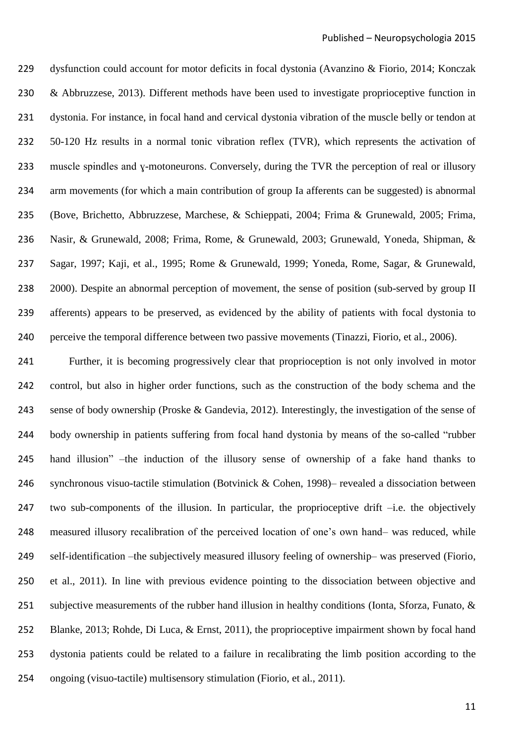dysfunction could account for motor deficits in focal dystonia (Avanzino & Fiorio, 2014; Konczak & Abbruzzese, 2013). Different methods have been used to investigate proprioceptive function in dystonia. For instance, in focal hand and cervical dystonia vibration of the muscle belly or tendon at 50-120 Hz results in a normal tonic vibration reflex (TVR), which represents the activation of muscle spindles and ɣ-motoneurons. Conversely, during the TVR the perception of real or illusory arm movements (for which a main contribution of group Ia afferents can be suggested) is abnormal (Bove, Brichetto, Abbruzzese, Marchese, & Schieppati, 2004; Frima & Grunewald, 2005; Frima, Nasir, & Grunewald, 2008; Frima, Rome, & Grunewald, 2003; Grunewald, Yoneda, Shipman, & Sagar, 1997; Kaji, et al., 1995; Rome & Grunewald, 1999; Yoneda, Rome, Sagar, & Grunewald, 2000). Despite an abnormal perception of movement, the sense of position (sub-served by group II afferents) appears to be preserved, as evidenced by the ability of patients with focal dystonia to perceive the temporal difference between two passive movements (Tinazzi, Fiorio, et al., 2006).

Further, it is becoming progressively clear that proprioception is not only involved in motor control, but also in higher order functions, such as the construction of the body schema and the sense of body ownership (Proske & Gandevia, 2012). Interestingly, the investigation of the sense of body ownership in patients suffering from focal hand dystonia by means of the so-called "rubber hand illusion" –the induction of the illusory sense of ownership of a fake hand thanks to synchronous visuo-tactile stimulation (Botvinick & Cohen, 1998)– revealed a dissociation between two sub-components of the illusion. In particular, the proprioceptive drift –i.e. the objectively measured illusory recalibration of the perceived location of one's own hand– was reduced, while self-identification –the subjectively measured illusory feeling of ownership– was preserved (Fiorio, et al., 2011). In line with previous evidence pointing to the dissociation between objective and subjective measurements of the rubber hand illusion in healthy conditions (Ionta, Sforza, Funato, & Blanke, 2013; Rohde, Di Luca, & Ernst, 2011), the proprioceptive impairment shown by focal hand dystonia patients could be related to a failure in recalibrating the limb position according to the ongoing (visuo-tactile) multisensory stimulation (Fiorio, et al., 2011).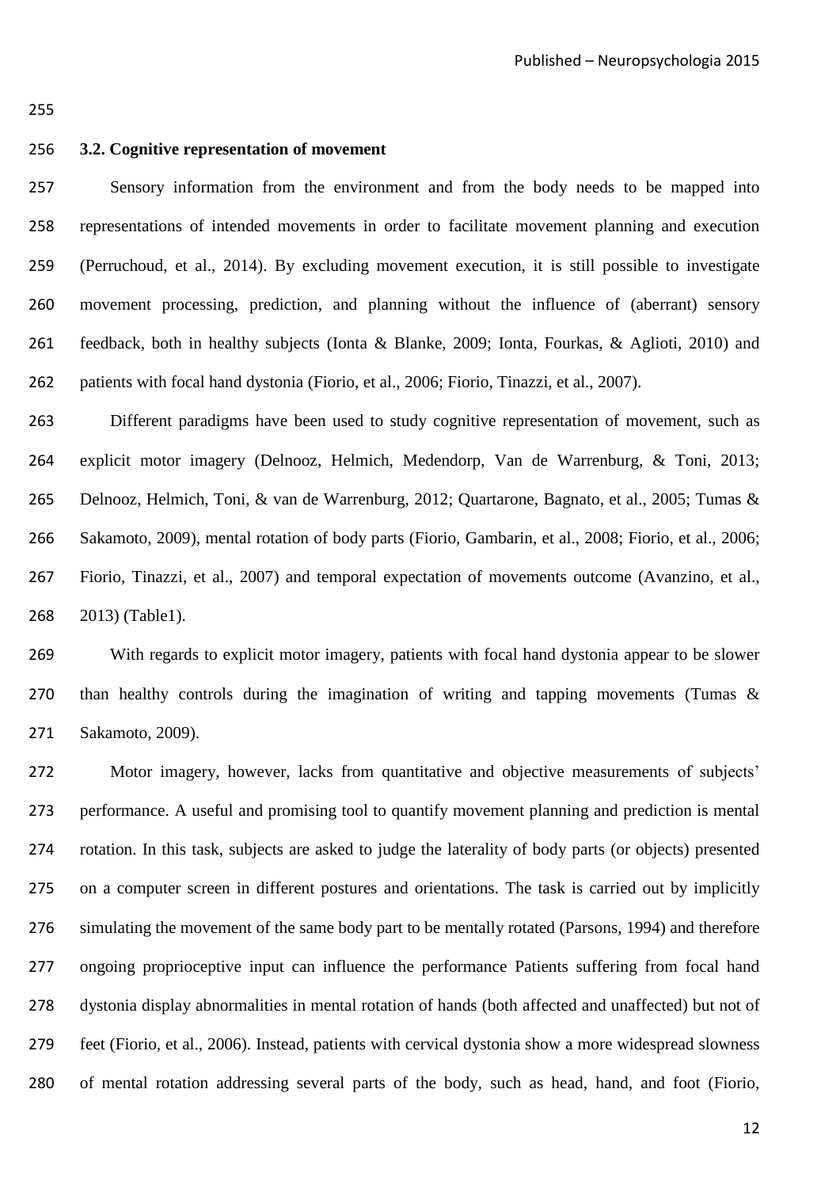### 3.2. Cognitive representation of movement

Sensory information from the environment and from the body needs to be mapped into representations of intended movements in order to facilitate movement planning and execution (Perruchoud, et al., 2014). By excluding movement execution, it is still possible to investigate movement processing, prediction, and planning without the influence of (aberrant) sensory feedback, both in healthy subjects (Ionta & Blanke, 2009; Ionta, Fourkas, & Aglioti, 2010) and patients with focal hand dystonia (Fiorio, et al., 2006; Fiorio, Tinazzi, et al., 2007).

Different paradigms have been used to study cognitive representation of movement, such as explicit motor imagery (Delnooz, Helmich, Medendorp, Van de Warrenburg, & Toni, 2013; Delnooz, Helmich, Toni, & van de Warrenburg, 2012; Quartarone, Bagnato, et al., 2005; Tumas & Sakamoto, 2009), mental rotation of body parts (Fiorio, Gambarin, et al., 2008; Fiorio, et al., 2006; Fiorio, Tinazzi, et al., 2007) and temporal expectation of movements outcome (Avanzino, et al., 2013) (Table1).

With regards to explicit motor imagery, patients with focal hand dystonia appear to be slower than healthy controls during the imagination of writing and tapping movements (Tumas & Sakamoto, 2009).

Motor imagery, however, lacks from quantitative and objective measurements of subjects' performance. A useful and promising tool to quantify movement planning and prediction is mental rotation. In this task, subjects are asked to judge the laterality of body parts (or objects) presented on a computer screen in different postures and orientations. The task is carried out by implicitly simulating the movement of the same body part to be mentally rotated (Parsons, 1994) and therefore ongoing proprioceptive input can influence the performance Patients suffering from focal hand dystonia display abnormalities in mental rotation of hands (both affected and unaffected) but not of feet (Fiorio, et al., 2006). Instead, patients with cervical dystonia show a more widespread slowness of mental rotation addressing several parts of the body, such as head, hand, and foot (Fiorio,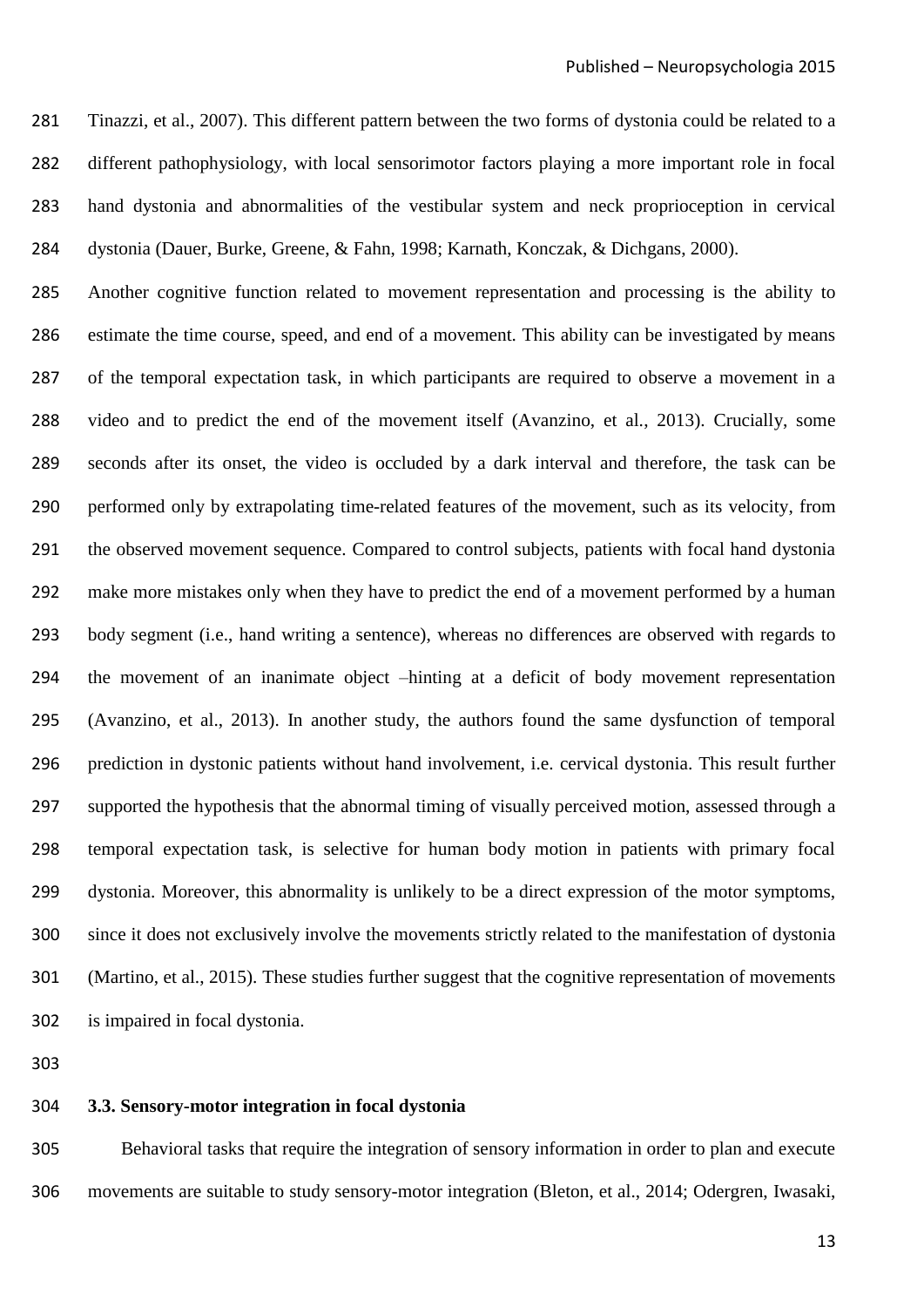Tinazzi, et al., 2007). This different pattern between the two forms of dystonia could be related to a different pathophysiology, with local sensorimotor factors playing a more important role in focal hand dystonia and abnormalities of the vestibular system and neck proprioception in cervical dystonia (Dauer, Burke, Greene, & Fahn, 1998; Karnath, Konczak, & Dichgans, 2000).

Another cognitive function related to movement representation and processing is the ability to estimate the time course, speed, and end of a movement. This ability can be investigated by means of the temporal expectation task, in which participants are required to observe a movement in a video and to predict the end of the movement itself (Avanzino, et al., 2013). Crucially, some seconds after its onset, the video is occluded by a dark interval and therefore, the task can be performed only by extrapolating time-related features of the movement, such as its velocity, from the observed movement sequence. Compared to control subjects, patients with focal hand dystonia make more mistakes only when they have to predict the end of a movement performed by a human body segment (i.e., hand writing a sentence), whereas no differences are observed with regards to the movement of an inanimate object –hinting at a deficit of body movement representation (Avanzino, et al., 2013). In another study, the authors found the same dysfunction of temporal prediction in dystonic patients without hand involvement, i.e. cervical dystonia. This result further supported the hypothesis that the abnormal timing of visually perceived motion, assessed through a temporal expectation task, is selective for human body motion in patients with primary focal dystonia. Moreover, this abnormality is unlikely to be a direct expression of the motor symptoms, since it does not exclusively involve the movements strictly related to the manifestation of dystonia (Martino, et al., 2015). These studies further suggest that the cognitive representation of movements is impaired in focal dystonia.

### 3.3. Sensory-motor integration in focal dystonia

Behavioral tasks that require the integration of sensory information in order to plan and execute movements are suitable to study sensory-motor integration (Bleton, et al., 2014; Odergren, Iwasaki,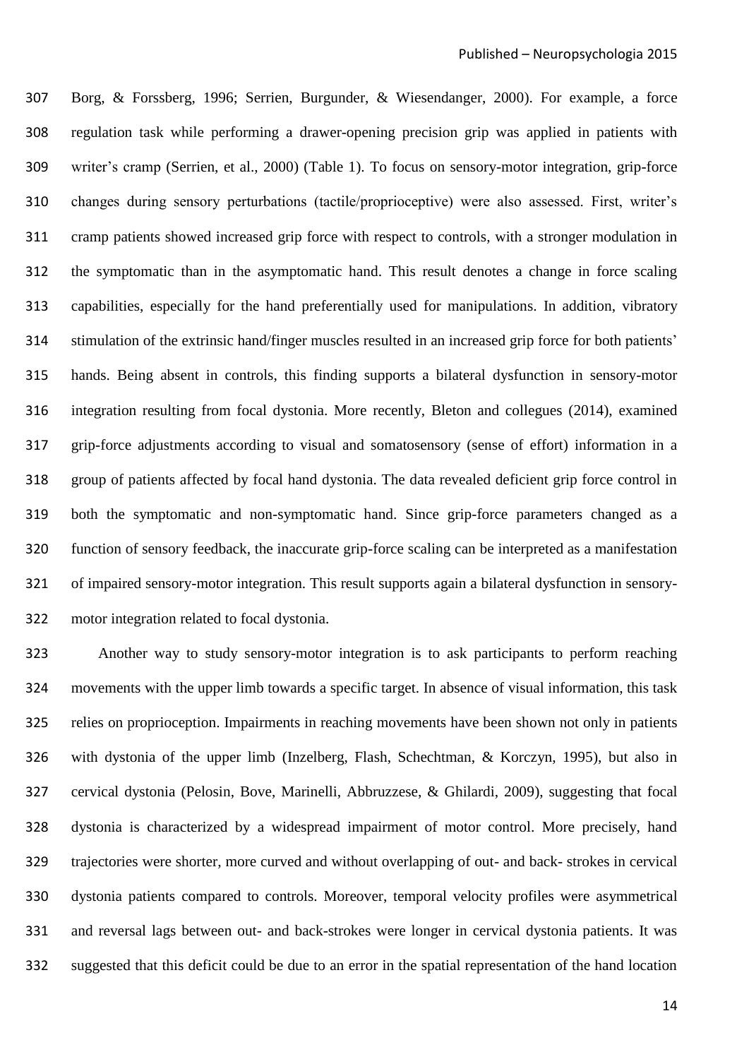Borg, & Forssberg, 1996; Serrien, Burgunder, & Wiesendanger, 2000). For example, a force regulation task while performing a drawer-opening precision grip was applied in patients with writer's cramp (Serrien, et al., 2000) (Table 1). To focus on sensory-motor integration, grip-force changes during sensory perturbations (tactile/proprioceptive) were also assessed. First, writer's cramp patients showed increased grip force with respect to controls, with a stronger modulation in the symptomatic than in the asymptomatic hand. This result denotes a change in force scaling capabilities, especially for the hand preferentially used for manipulations. In addition, vibratory stimulation of the extrinsic hand/finger muscles resulted in an increased grip force for both patients' hands. Being absent in controls, this finding supports a bilateral dysfunction in sensory-motor integration resulting from focal dystonia. More recently, Bleton and collegues (2014), examined grip-force adjustments according to visual and somatosensory (sense of effort) information in a group of patients affected by focal hand dystonia. The data revealed deficient grip force control in both the symptomatic and non-symptomatic hand. Since grip-force parameters changed as a function of sensory feedback, the inaccurate grip-force scaling can be interpreted as a manifestation of impaired sensory-motor integration. This result supports again a bilateral dysfunction in sensory-motor integration related to focal dystonia.

Another way to study sensory-motor integration is to ask participants to perform reaching movements with the upper limb towards a specific target. In absence of visual information, this task relies on proprioception. Impairments in reaching movements have been shown not only in patients with dystonia of the upper limb (Inzelberg, Flash, Schechtman, & Korczyn, 1995), but also in cervical dystonia (Pelosin, Bove, Marinelli, Abbruzzese, & Ghilardi, 2009), suggesting that focal dystonia is characterized by a widespread impairment of motor control. More precisely, hand trajectories were shorter, more curved and without overlapping of out- and back- strokes in cervical dystonia patients compared to controls. Moreover, temporal velocity profiles were asymmetrical and reversal lags between out- and back-strokes were longer in cervical dystonia patients. It was suggested that this deficit could be due to an error in the spatial representation of the hand location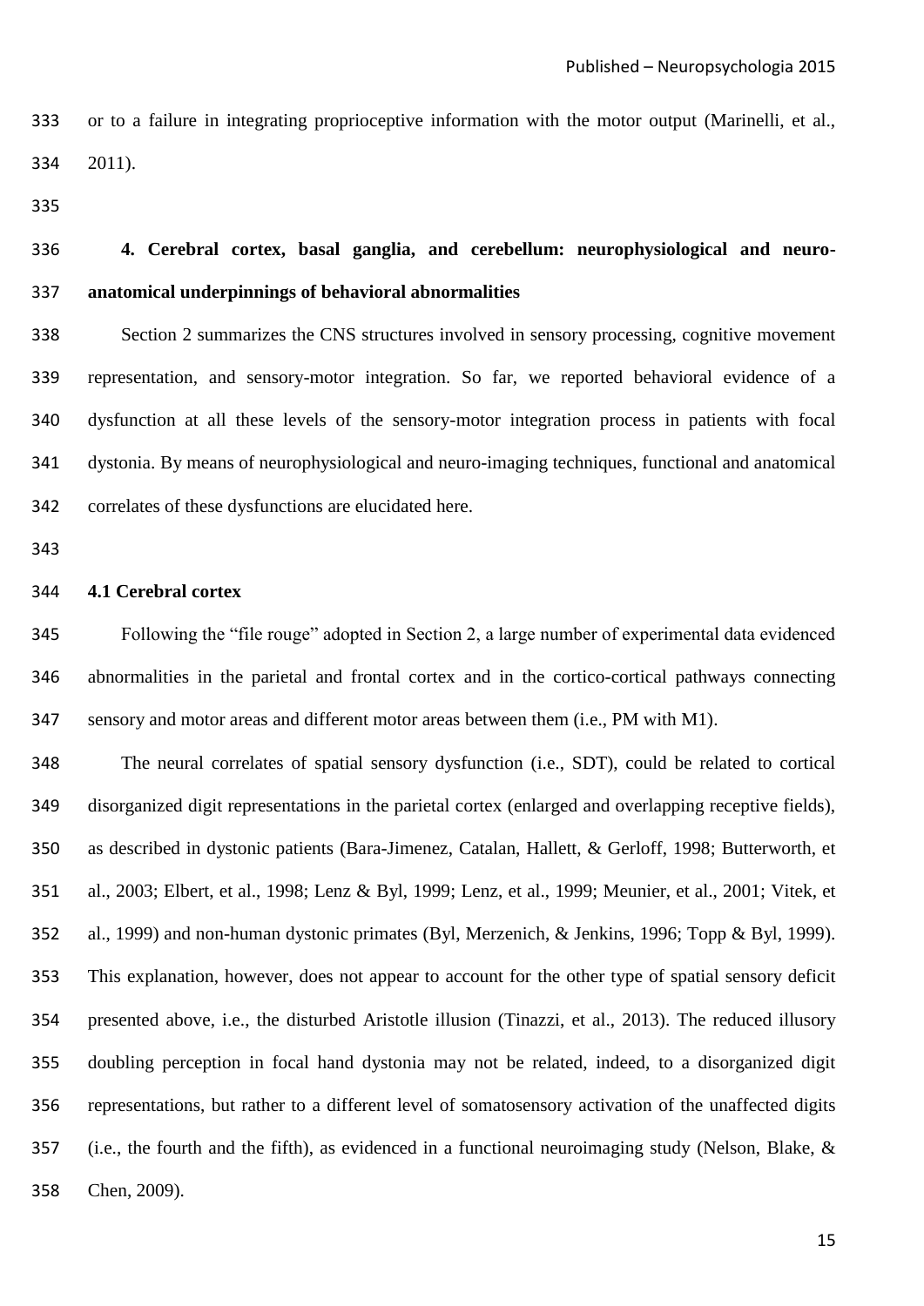or to a failure in integrating proprioceptive information with the motor output (Marinelli, et al., 2011).

## 4. Cerebral cortex, basal ganglia, and cerebellum: neurophysiological and neuro-anatomical underpinnings of behavioral abnormalities

Section 2 summarizes the CNS structures involved in sensory processing, cognitive movement representation, and sensory-motor integration. So far, we reported behavioral evidence of a dysfunction at all these levels of the sensory-motor integration process in patients with focal dystonia. By means of neurophysiological and neuro-imaging techniques, functional and anatomical correlates of these dysfunctions are elucidated here.

### 4.1 Cerebral cortex

Following the "file rouge" adopted in Section 2, a large number of experimental data evidenced abnormalities in the parietal and frontal cortex and in the cortico-cortical pathways connecting sensory and motor areas and different motor areas between them (i.e., PM with M1).

The neural correlates of spatial sensory dysfunction (i.e., SDT), could be related to cortical disorganized digit representations in the parietal cortex (enlarged and overlapping receptive fields), as described in dystonic patients (Bara-Jimenez, Catalan, Hallett, & Gerloff, 1998; Butterworth, et al., 2003; Elbert, et al., 1998; Lenz & Byl, 1999; Lenz, et al., 1999; Meunier, et al., 2001; Vitek, et al., 1999) and non-human dystonic primates (Byl, Merzenich, & Jenkins, 1996; Topp & Byl, 1999). This explanation, however, does not appear to account for the other type of spatial sensory deficit presented above, i.e., the disturbed Aristotle illusion (Tinazzi, et al., 2013). The reduced illusory doubling perception in focal hand dystonia may not be related, indeed, to a disorganized digit representations, but rather to a different level of somatosensory activation of the unaffected digits (i.e., the fourth and the fifth), as evidenced in a functional neuroimaging study (Nelson, Blake, & Chen, 2009).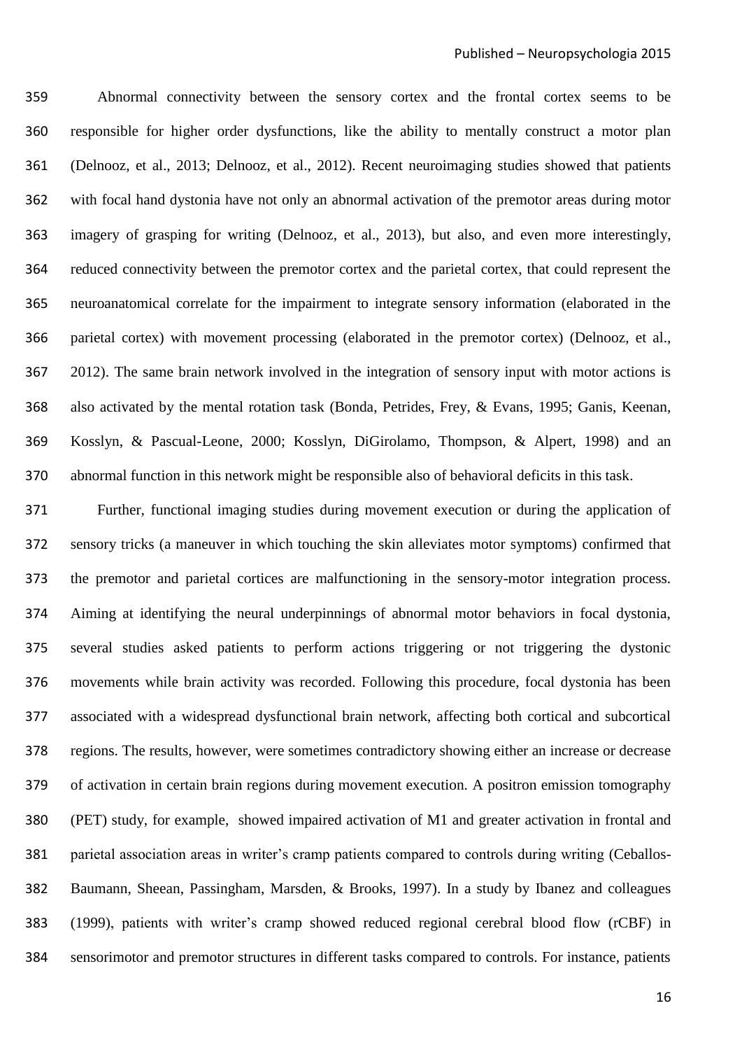Abnormal connectivity between the sensory cortex and the frontal cortex seems to be responsible for higher order dysfunctions, like the ability to mentally construct a motor plan (Delnooz, et al., 2013; Delnooz, et al., 2012). Recent neuroimaging studies showed that patients with focal hand dystonia have not only an abnormal activation of the premotor areas during motor imagery of grasping for writing (Delnooz, et al., 2013), but also, and even more interestingly, reduced connectivity between the premotor cortex and the parietal cortex, that could represent the neuroanatomical correlate for the impairment to integrate sensory information (elaborated in the parietal cortex) with movement processing (elaborated in the premotor cortex) (Delnooz, et al., 2012). The same brain network involved in the integration of sensory input with motor actions is also activated by the mental rotation task (Bonda, Petrides, Frey, & Evans, 1995; Ganis, Keenan, Kosslyn, & Pascual-Leone, 2000; Kosslyn, DiGirolamo, Thompson, & Alpert, 1998) and an abnormal function in this network might be responsible also of behavioral deficits in this task.

Further, functional imaging studies during movement execution or during the application of sensory tricks (a maneuver in which touching the skin alleviates motor symptoms) confirmed that the premotor and parietal cortices are malfunctioning in the sensory-motor integration process. Aiming at identifying the neural underpinnings of abnormal motor behaviors in focal dystonia, several studies asked patients to perform actions triggering or not triggering the dystonic movements while brain activity was recorded. Following this procedure, focal dystonia has been associated with a widespread dysfunctional brain network, affecting both cortical and subcortical regions. The results, however, were sometimes contradictory showing either an increase or decrease of activation in certain brain regions during movement execution. A positron emission tomography (PET) study, for example, showed impaired activation of M1 and greater activation in frontal and parietal association areas in writer's cramp patients compared to controls during writing (Ceballos-Baumann, Sheean, Passingham, Marsden, & Brooks, 1997). In a study by Ibanez and colleagues (1999), patients with writer's cramp showed reduced regional cerebral blood flow (rCBF) in sensorimotor and premotor structures in different tasks compared to controls. For instance, patients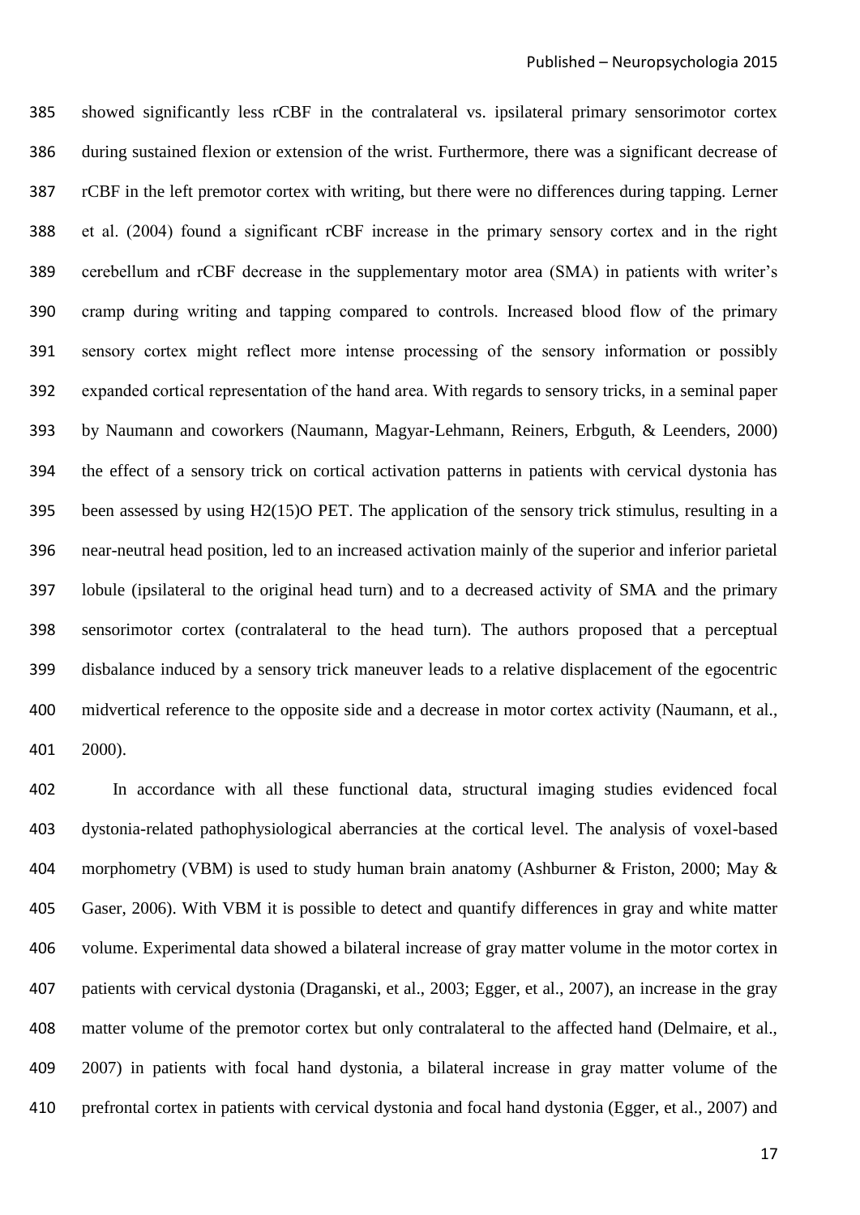showed significantly less rCBF in the contralateral vs. ipsilateral primary sensorimotor cortex during sustained flexion or extension of the wrist. Furthermore, there was a significant decrease of rCBF in the left premotor cortex with writing, but there were no differences during tapping. Lerner et al. (2004) found a significant rCBF increase in the primary sensory cortex and in the right cerebellum and rCBF decrease in the supplementary motor area (SMA) in patients with writer's cramp during writing and tapping compared to controls. Increased blood flow of the primary sensory cortex might reflect more intense processing of the sensory information or possibly expanded cortical representation of the hand area. With regards to sensory tricks, in a seminal paper by Naumann and coworkers (Naumann, Magyar-Lehmann, Reiners, Erbguth, & Leenders, 2000) the effect of a sensory trick on cortical activation patterns in patients with cervical dystonia has been assessed by using H2(15)O PET. The application of the sensory trick stimulus, resulting in a near-neutral head position, led to an increased activation mainly of the superior and inferior parietal lobule (ipsilateral to the original head turn) and to a decreased activity of SMA and the primary sensorimotor cortex (contralateral to the head turn). The authors proposed that a perceptual disbalance induced by a sensory trick maneuver leads to a relative displacement of the egocentric midvertical reference to the opposite side and a decrease in motor cortex activity (Naumann, et al., 2000).

In accordance with all these functional data, structural imaging studies evidenced focal dystonia-related pathophysiological aberrancies at the cortical level. The analysis of voxel-based morphometry (VBM) is used to study human brain anatomy (Ashburner & Friston, 2000; May & Gaser, 2006). With VBM it is possible to detect and quantify differences in gray and white matter volume. Experimental data showed a bilateral increase of gray matter volume in the motor cortex in patients with cervical dystonia (Draganski, et al., 2003; Egger, et al., 2007), an increase in the gray matter volume of the premotor cortex but only contralateral to the affected hand (Delmaire, et al., 2007) in patients with focal hand dystonia, a bilateral increase in gray matter volume of the prefrontal cortex in patients with cervical dystonia and focal hand dystonia (Egger, et al., 2007) and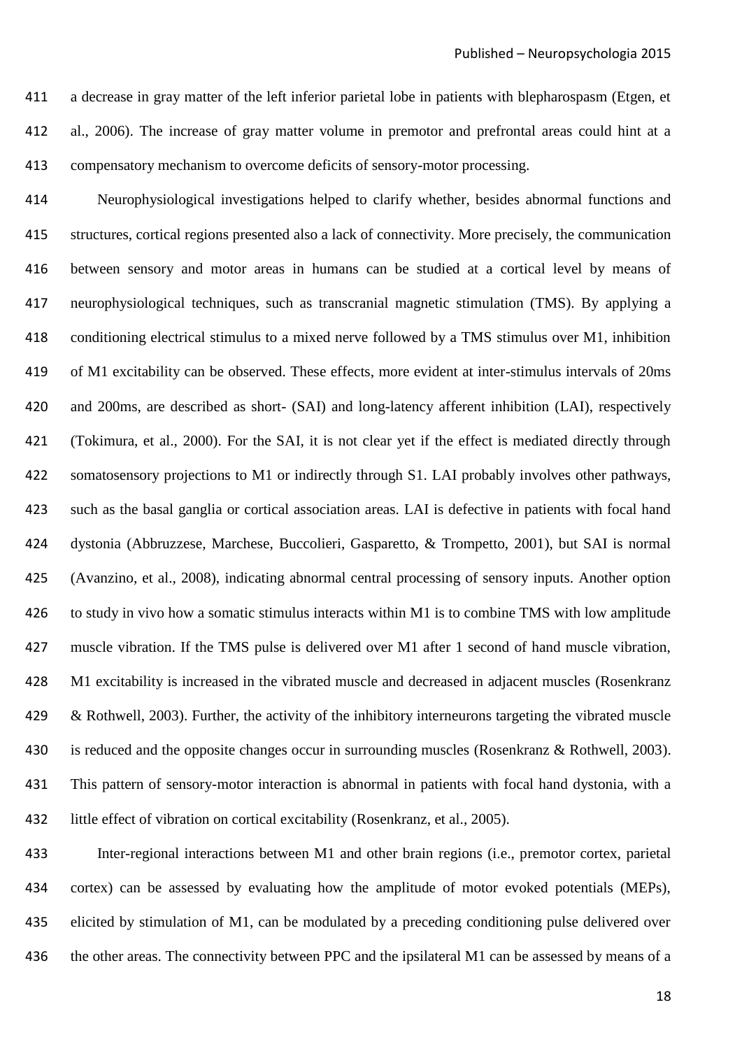a decrease in gray matter of the left inferior parietal lobe in patients with blepharospasm (Etgen, et al., 2006). The increase of gray matter volume in premotor and prefrontal areas could hint at a compensatory mechanism to overcome deficits of sensory-motor processing.

Neurophysiological investigations helped to clarify whether, besides abnormal functions and structures, cortical regions presented also a lack of connectivity. More precisely, the communication between sensory and motor areas in humans can be studied at a cortical level by means of neurophysiological techniques, such as transcranial magnetic stimulation (TMS). By applying a conditioning electrical stimulus to a mixed nerve followed by a TMS stimulus over M1, inhibition of M1 excitability can be observed. These effects, more evident at inter-stimulus intervals of 20ms and 200ms, are described as short- (SAI) and long-latency afferent inhibition (LAI), respectively (Tokimura, et al., 2000). For the SAI, it is not clear yet if the effect is mediated directly through somatosensory projections to M1 or indirectly through S1. LAI probably involves other pathways, such as the basal ganglia or cortical association areas. LAI is defective in patients with focal hand dystonia (Abbruzzese, Marchese, Buccolieri, Gasparetto, & Trompetto, 2001), but SAI is normal (Avanzino, et al., 2008), indicating abnormal central processing of sensory inputs. Another option to study in vivo how a somatic stimulus interacts within M1 is to combine TMS with low amplitude muscle vibration. If the TMS pulse is delivered over M1 after 1 second of hand muscle vibration, M1 excitability is increased in the vibrated muscle and decreased in adjacent muscles (Rosenkranz & Rothwell, 2003). Further, the activity of the inhibitory interneurons targeting the vibrated muscle is reduced and the opposite changes occur in surrounding muscles (Rosenkranz & Rothwell, 2003). This pattern of sensory-motor interaction is abnormal in patients with focal hand dystonia, with a little effect of vibration on cortical excitability (Rosenkranz, et al., 2005).

Inter-regional interactions between M1 and other brain regions (i.e., premotor cortex, parietal cortex) can be assessed by evaluating how the amplitude of motor evoked potentials (MEPs), elicited by stimulation of M1, can be modulated by a preceding conditioning pulse delivered over the other areas. The connectivity between PPC and the ipsilateral M1 can be assessed by means of a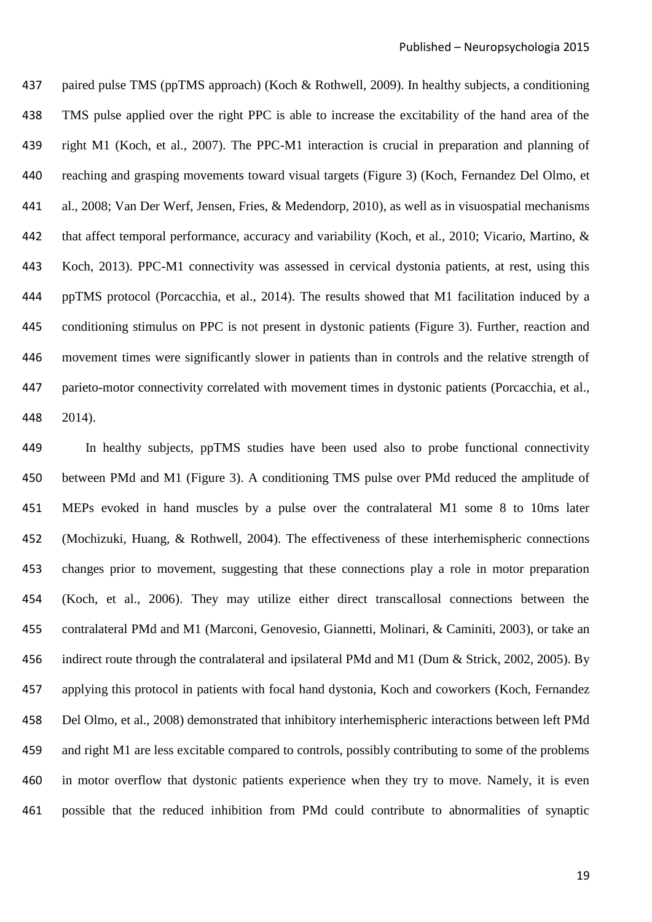paired pulse TMS (ppTMS approach) (Koch & Rothwell, 2009). In healthy subjects, a conditioning TMS pulse applied over the right PPC is able to increase the excitability of the hand area of the right M1 (Koch, et al., 2007). The PPC-M1 interaction is crucial in preparation and planning of reaching and grasping movements toward visual targets (Figure 3) (Koch, Fernandez Del Olmo, et al., 2008; Van Der Werf, Jensen, Fries, & Medendorp, 2010), as well as in visuospatial mechanisms that affect temporal performance, accuracy and variability (Koch, et al., 2010; Vicario, Martino, & Koch, 2013). PPC-M1 connectivity was assessed in cervical dystonia patients, at rest, using this ppTMS protocol (Porcacchia, et al., 2014). The results showed that M1 facilitation induced by a conditioning stimulus on PPC is not present in dystonic patients (Figure 3). Further, reaction and movement times were significantly slower in patients than in controls and the relative strength of parieto-motor connectivity correlated with movement times in dystonic patients (Porcacchia, et al., 2014).

In healthy subjects, ppTMS studies have been used also to probe functional connectivity between PMd and M1 (Figure 3). A conditioning TMS pulse over PMd reduced the amplitude of MEPs evoked in hand muscles by a pulse over the contralateral M1 some 8 to 10ms later (Mochizuki, Huang, & Rothwell, 2004). The effectiveness of these interhemispheric connections changes prior to movement, suggesting that these connections play a role in motor preparation (Koch, et al., 2006). They may utilize either direct transcallosal connections between the contralateral PMd and M1 (Marconi, Genovesio, Giannetti, Molinari, & Caminiti, 2003), or take an indirect route through the contralateral and ipsilateral PMd and M1 (Dum & Strick, 2002, 2005). By applying this protocol in patients with focal hand dystonia, Koch and coworkers (Koch, Fernandez Del Olmo, et al., 2008) demonstrated that inhibitory interhemispheric interactions between left PMd and right M1 are less excitable compared to controls, possibly contributing to some of the problems in motor overflow that dystonic patients experience when they try to move. Namely, it is even possible that the reduced inhibition from PMd could contribute to abnormalities of synaptic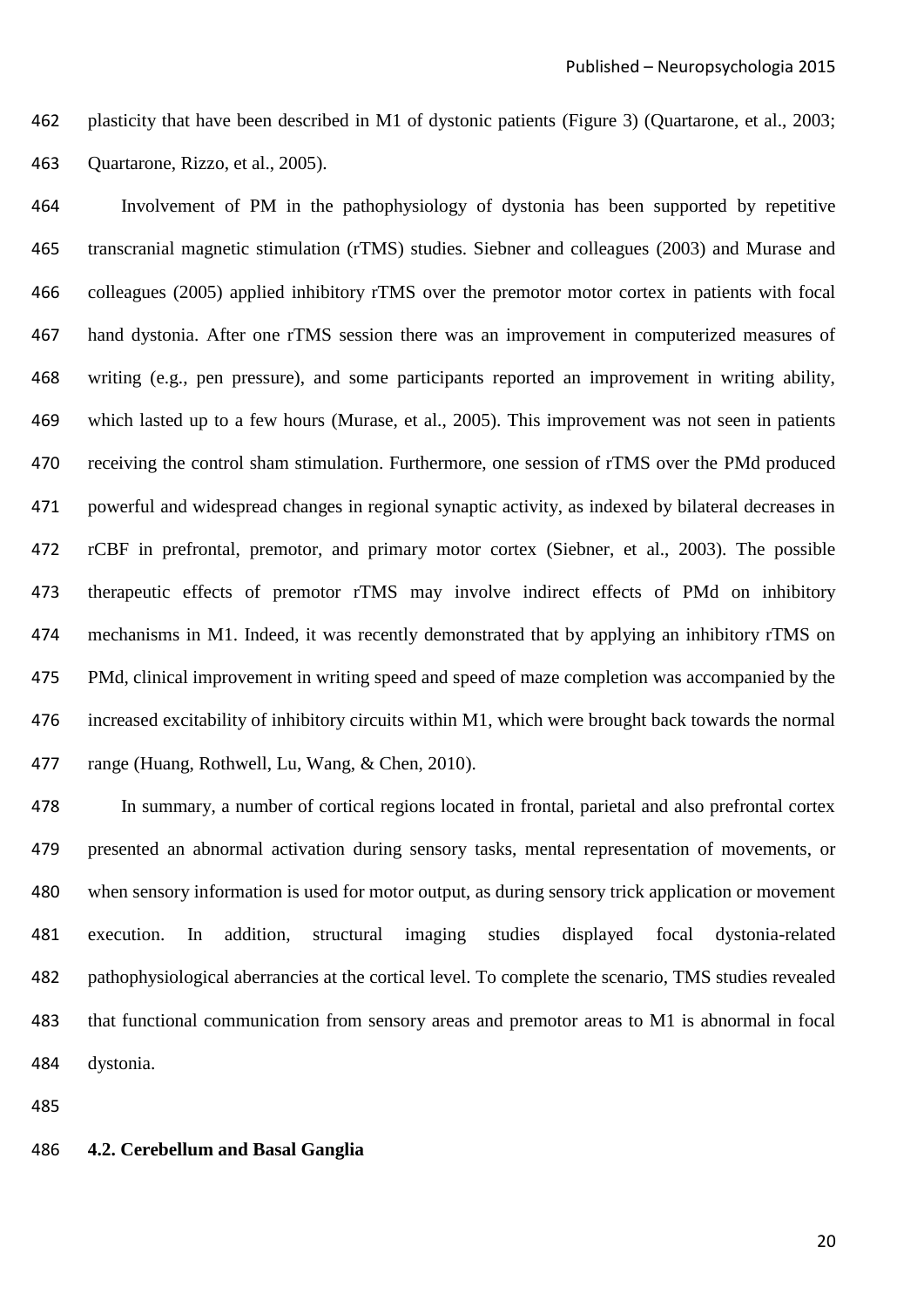plasticity that have been described in M1 of dystonic patients (Figure 3) (Quartarone, et al., 2003; Quartarone, Rizzo, et al., 2005).

Involvement of PM in the pathophysiology of dystonia has been supported by repetitive transcranial magnetic stimulation (rTMS) studies. Siebner and colleagues (2003) and Murase and colleagues (2005) applied inhibitory rTMS over the premotor motor cortex in patients with focal hand dystonia. After one rTMS session there was an improvement in computerized measures of writing (e.g., pen pressure), and some participants reported an improvement in writing ability, which lasted up to a few hours (Murase, et al., 2005). This improvement was not seen in patients receiving the control sham stimulation. Furthermore, one session of rTMS over the PMd produced powerful and widespread changes in regional synaptic activity, as indexed by bilateral decreases in rCBF in prefrontal, premotor, and primary motor cortex (Siebner, et al., 2003). The possible therapeutic effects of premotor rTMS may involve indirect effects of PMd on inhibitory mechanisms in M1. Indeed, it was recently demonstrated that by applying an inhibitory rTMS on PMd, clinical improvement in writing speed and speed of maze completion was accompanied by the increased excitability of inhibitory circuits within M1, which were brought back towards the normal range (Huang, Rothwell, Lu, Wang, & Chen, 2010).

In summary, a number of cortical regions located in frontal, parietal and also prefrontal cortex presented an abnormal activation during sensory tasks, mental representation of movements, or when sensory information is used for motor output, as during sensory trick application or movement execution. In addition, structural imaging studies displayed focal dystonia-related pathophysiological aberrancies at the cortical level. To complete the scenario, TMS studies revealed that functional communication from sensory areas and premotor areas to M1 is abnormal in focal dystonia.

### 4.2. Cerebellum and Basal Ganglia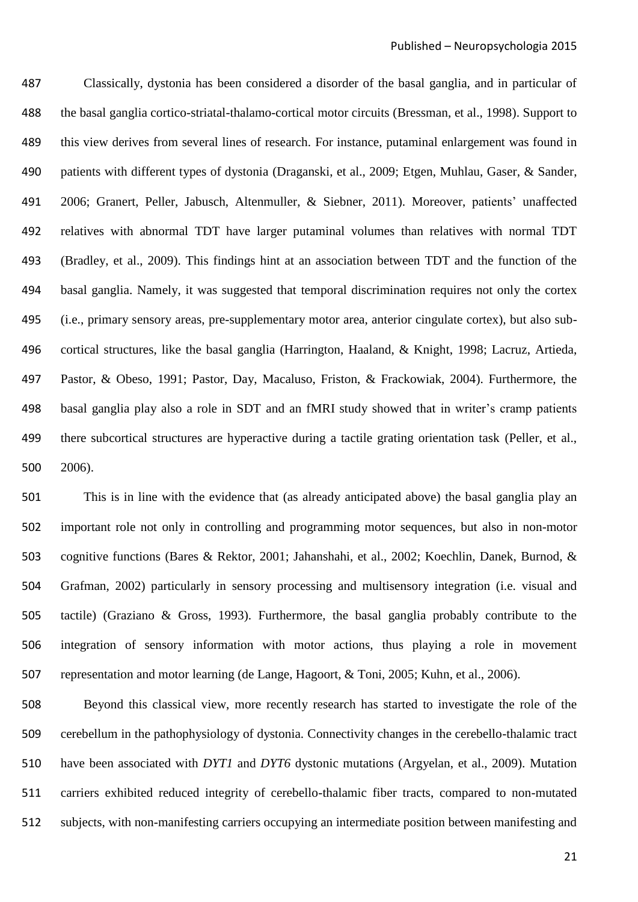Classically, dystonia has been considered a disorder of the basal ganglia, and in particular of the basal ganglia cortico-striatal-thalamo-cortical motor circuits (Bressman, et al., 1998). Support to this view derives from several lines of research. For instance, putaminal enlargement was found in patients with different types of dystonia (Draganski, et al., 2009; Etgen, Muhlau, Gaser, & Sander, 2006; Granert, Peller, Jabusch, Altenmuller, & Siebner, 2011). Moreover, patients' unaffected relatives with abnormal TDT have larger putaminal volumes than relatives with normal TDT (Bradley, et al., 2009). This findings hint at an association between TDT and the function of the basal ganglia. Namely, it was suggested that temporal discrimination requires not only the cortex (i.e., primary sensory areas, pre-supplementary motor area, anterior cingulate cortex), but also sub-cortical structures, like the basal ganglia (Harrington, Haaland, & Knight, 1998; Lacruz, Artieda, Pastor, & Obeso, 1991; Pastor, Day, Macaluso, Friston, & Frackowiak, 2004). Furthermore, the basal ganglia play also a role in SDT and an fMRI study showed that in writer's cramp patients there subcortical structures are hyperactive during a tactile grating orientation task (Peller, et al., 2006).

This is in line with the evidence that (as already anticipated above) the basal ganglia play an important role not only in controlling and programming motor sequences, but also in non-motor cognitive functions (Bares & Rektor, 2001; Jahanshahi, et al., 2002; Koechlin, Danek, Burnod, & Grafman, 2002) particularly in sensory processing and multisensory integration (i.e. visual and tactile) (Graziano & Gross, 1993). Furthermore, the basal ganglia probably contribute to the integration of sensory information with motor actions, thus playing a role in movement representation and motor learning (de Lange, Hagoort, & Toni, 2005; Kuhn, et al., 2006).

Beyond this classical view, more recently research has started to investigate the role of the cerebellum in the pathophysiology of dystonia. Connectivity changes in the cerebello-thalamic tract have been associated with *DYT1* and *DYT6* dystonic mutations (Argyelan, et al., 2009). Mutation carriers exhibited reduced integrity of cerebello-thalamic fiber tracts, compared to non-mutated subjects, with non-manifesting carriers occupying an intermediate position between manifesting and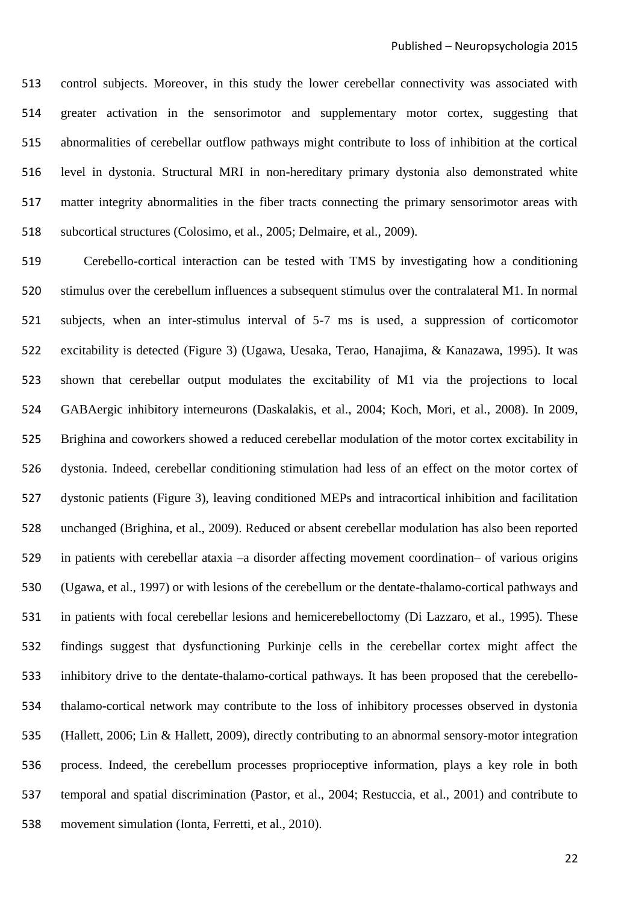control subjects. Moreover, in this study the lower cerebellar connectivity was associated with greater activation in the sensorimotor and supplementary motor cortex, suggesting that abnormalities of cerebellar outflow pathways might contribute to loss of inhibition at the cortical level in dystonia. Structural MRI in non-hereditary primary dystonia also demonstrated white matter integrity abnormalities in the fiber tracts connecting the primary sensorimotor areas with subcortical structures (Colosimo, et al., 2005; Delmaire, et al., 2009).

Cerebello-cortical interaction can be tested with TMS by investigating how a conditioning stimulus over the cerebellum influences a subsequent stimulus over the contralateral M1. In normal subjects, when an inter-stimulus interval of 5-7 ms is used, a suppression of corticomotor excitability is detected (Figure 3) (Ugawa, Uesaka, Terao, Hanajima, & Kanazawa, 1995). It was shown that cerebellar output modulates the excitability of M1 via the projections to local GABAergic inhibitory interneurons (Daskalakis, et al., 2004; Koch, Mori, et al., 2008). In 2009, Brighina and coworkers showed a reduced cerebellar modulation of the motor cortex excitability in dystonia. Indeed, cerebellar conditioning stimulation had less of an effect on the motor cortex of dystonic patients (Figure 3), leaving conditioned MEPs and intracortical inhibition and facilitation unchanged (Brighina, et al., 2009). Reduced or absent cerebellar modulation has also been reported in patients with cerebellar ataxia –a disorder affecting movement coordination– of various origins (Ugawa, et al., 1997) or with lesions of the cerebellum or the dentate-thalamo-cortical pathways and in patients with focal cerebellar lesions and hemicerebelloctomy (Di Lazzaro, et al., 1995). These findings suggest that dysfunctioning Purkinje cells in the cerebellar cortex might affect the inhibitory drive to the dentate-thalamo-cortical pathways. It has been proposed that the cerebello-thalamo-cortical network may contribute to the loss of inhibitory processes observed in dystonia (Hallett, 2006; Lin & Hallett, 2009), directly contributing to an abnormal sensory-motor integration process. Indeed, the cerebellum processes proprioceptive information, plays a key role in both temporal and spatial discrimination (Pastor, et al., 2004; Restuccia, et al., 2001) and contribute to movement simulation (Ionta, Ferretti, et al., 2010).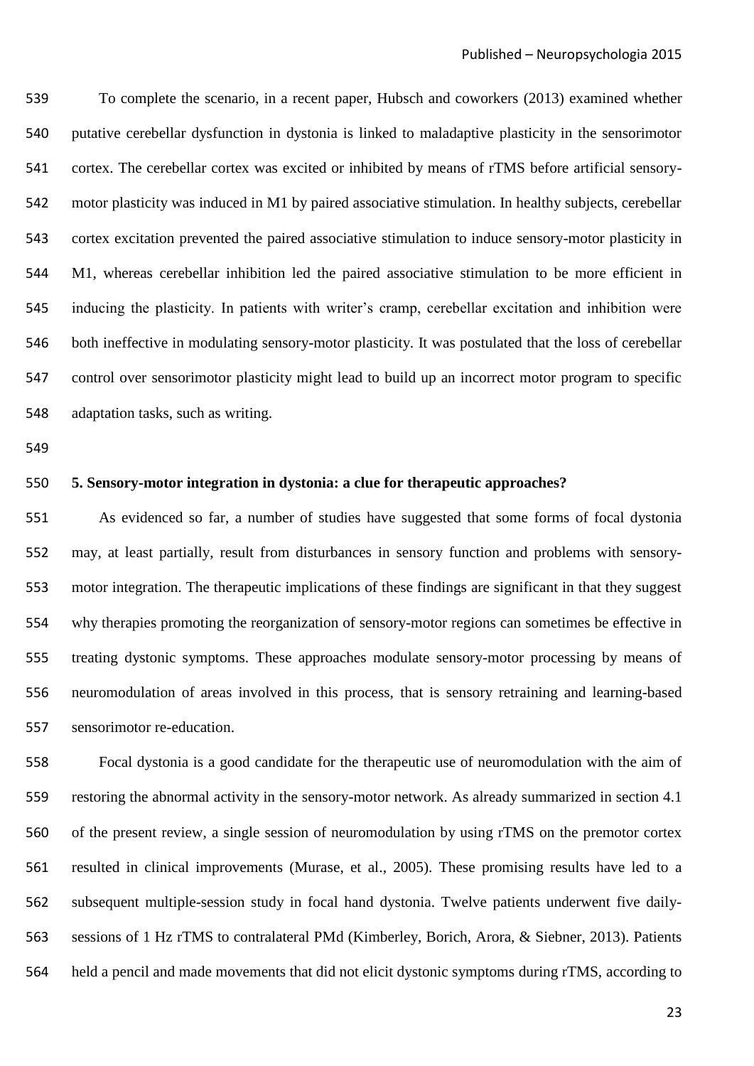To complete the scenario, in a recent paper, Hubsch and coworkers (2013) examined whether putative cerebellar dysfunction in dystonia is linked to maladaptive plasticity in the sensorimotor cortex. The cerebellar cortex was excited or inhibited by means of rTMS before artificial sensory-motor plasticity was induced in M1 by paired associative stimulation. In healthy subjects, cerebellar cortex excitation prevented the paired associative stimulation to induce sensory-motor plasticity in M1, whereas cerebellar inhibition led the paired associative stimulation to be more efficient in inducing the plasticity. In patients with writer's cramp, cerebellar excitation and inhibition were both ineffective in modulating sensory-motor plasticity. It was postulated that the loss of cerebellar control over sensorimotor plasticity might lead to build up an incorrect motor program to specific adaptation tasks, such as writing.

## 5. Sensory-motor integration in dystonia: a clue for therapeutic approaches?

As evidenced so far, a number of studies have suggested that some forms of focal dystonia may, at least partially, result from disturbances in sensory function and problems with sensory-motor integration. The therapeutic implications of these findings are significant in that they suggest why therapies promoting the reorganization of sensory-motor regions can sometimes be effective in treating dystonic symptoms. These approaches modulate sensory-motor processing by means of neuromodulation of areas involved in this process, that is sensory retraining and learning-based sensorimotor re-education.

Focal dystonia is a good candidate for the therapeutic use of neuromodulation with the aim of restoring the abnormal activity in the sensory-motor network. As already summarized in section 4.1 of the present review, a single session of neuromodulation by using rTMS on the premotor cortex resulted in clinical improvements (Murase, et al., 2005). These promising results have led to a subsequent multiple-session study in focal hand dystonia. Twelve patients underwent five daily-sessions of 1 Hz rTMS to contralateral PMd (Kimberley, Borich, Arora, & Siebner, 2013). Patients held a pencil and made movements that did not elicit dystonic symptoms during rTMS, according to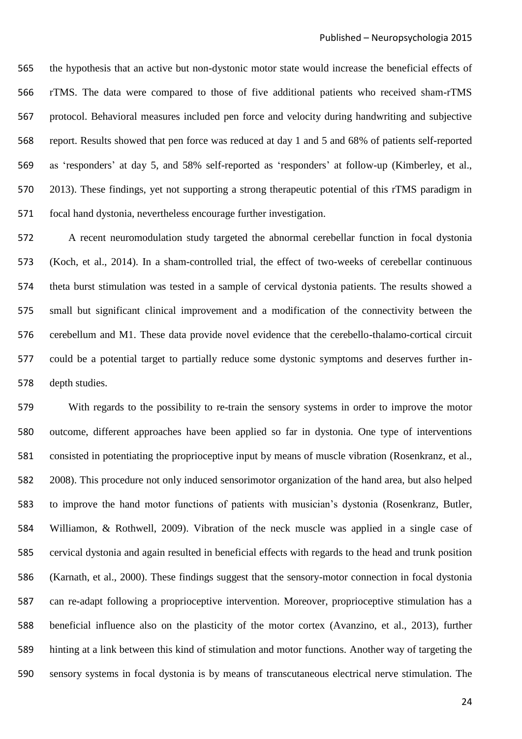the hypothesis that an active but non-dystonic motor state would increase the beneficial effects of rTMS. The data were compared to those of five additional patients who received sham-rTMS protocol. Behavioral measures included pen force and velocity during handwriting and subjective report. Results showed that pen force was reduced at day 1 and 5 and 68% of patients self-reported as 'responders' at day 5, and 58% self-reported as 'responders' at follow-up (Kimberley, et al., 2013). These findings, yet not supporting a strong therapeutic potential of this rTMS paradigm in focal hand dystonia, nevertheless encourage further investigation.

A recent neuromodulation study targeted the abnormal cerebellar function in focal dystonia (Koch, et al., 2014). In a sham-controlled trial, the effect of two-weeks of cerebellar continuous theta burst stimulation was tested in a sample of cervical dystonia patients. The results showed a small but significant clinical improvement and a modification of the connectivity between the cerebellum and M1. These data provide novel evidence that the cerebello-thalamo-cortical circuit could be a potential target to partially reduce some dystonic symptoms and deserves further in-depth studies.

With regards to the possibility to re-train the sensory systems in order to improve the motor outcome, different approaches have been applied so far in dystonia. One type of interventions consisted in potentiating the proprioceptive input by means of muscle vibration (Rosenkranz, et al., 2008). This procedure not only induced sensorimotor organization of the hand area, but also helped to improve the hand motor functions of patients with musician's dystonia (Rosenkranz, Butler, Williamon, & Rothwell, 2009). Vibration of the neck muscle was applied in a single case of cervical dystonia and again resulted in beneficial effects with regards to the head and trunk position (Karnath, et al., 2000). These findings suggest that the sensory-motor connection in focal dystonia can re-adapt following a proprioceptive intervention. Moreover, proprioceptive stimulation has a beneficial influence also on the plasticity of the motor cortex (Avanzino, et al., 2013), further hinting at a link between this kind of stimulation and motor functions. Another way of targeting the sensory systems in focal dystonia is by means of transcutaneous electrical nerve stimulation. The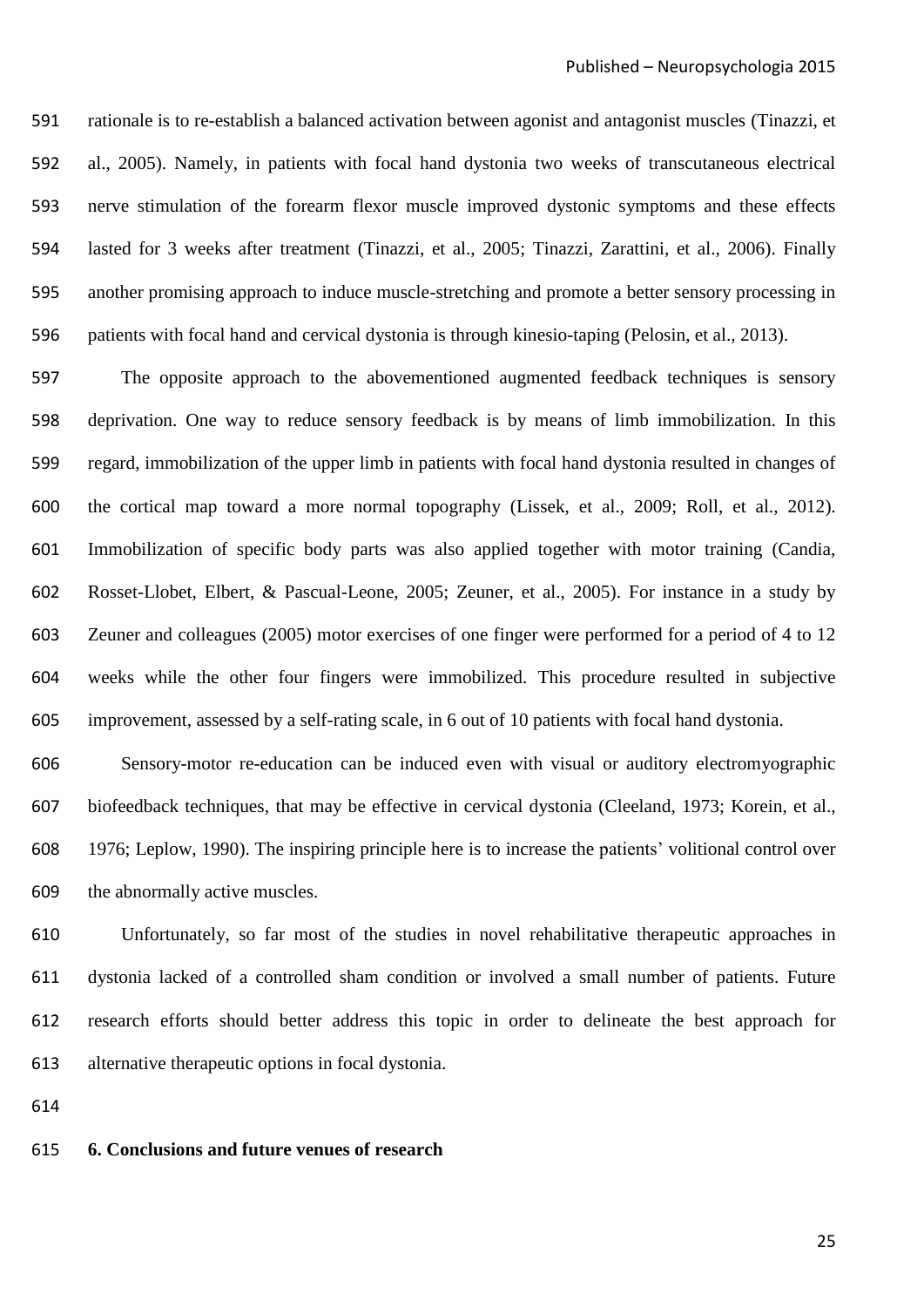rationale is to re-establish a balanced activation between agonist and antagonist muscles (Tinazzi, et al., 2005). Namely, in patients with focal hand dystonia two weeks of transcutaneous electrical nerve stimulation of the forearm flexor muscle improved dystonic symptoms and these effects lasted for 3 weeks after treatment (Tinazzi, et al., 2005; Tinazzi, Zarattini, et al., 2006). Finally another promising approach to induce muscle-stretching and promote a better sensory processing in patients with focal hand and cervical dystonia is through kinesio-taping (Pelosin, et al., 2013).

The opposite approach to the abovementioned augmented feedback techniques is sensory deprivation. One way to reduce sensory feedback is by means of limb immobilization. In this regard, immobilization of the upper limb in patients with focal hand dystonia resulted in changes of the cortical map toward a more normal topography (Lissek, et al., 2009; Roll, et al., 2012). Immobilization of specific body parts was also applied together with motor training (Candia, Rosset-Llobet, Elbert, & Pascual-Leone, 2005; Zeuner, et al., 2005). For instance in a study by Zeuner and colleagues (2005) motor exercises of one finger were performed for a period of 4 to 12 weeks while the other four fingers were immobilized. This procedure resulted in subjective improvement, assessed by a self-rating scale, in 6 out of 10 patients with focal hand dystonia.

Sensory-motor re-education can be induced even with visual or auditory electromyographic biofeedback techniques, that may be effective in cervical dystonia (Cleeland, 1973; Korein, et al., 1976; Leplow, 1990). The inspiring principle here is to increase the patients' volitional control over the abnormally active muscles.

Unfortunately, so far most of the studies in novel rehabilitative therapeutic approaches in dystonia lacked of a controlled sham condition or involved a small number of patients. Future research efforts should better address this topic in order to delineate the best approach for alternative therapeutic options in focal dystonia.

## 6. Conclusions and future venues of research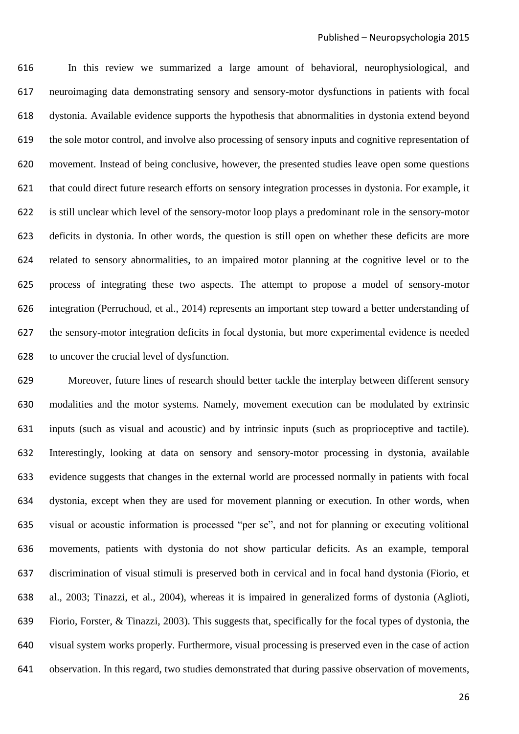In this review we summarized a large amount of behavioral, neurophysiological, and neuroimaging data demonstrating sensory and sensory-motor dysfunctions in patients with focal dystonia. Available evidence supports the hypothesis that abnormalities in dystonia extend beyond the sole motor control, and involve also processing of sensory inputs and cognitive representation of movement. Instead of being conclusive, however, the presented studies leave open some questions that could direct future research efforts on sensory integration processes in dystonia. For example, it is still unclear which level of the sensory-motor loop plays a predominant role in the sensory-motor deficits in dystonia. In other words, the question is still open on whether these deficits are more related to sensory abnormalities, to an impaired motor planning at the cognitive level or to the process of integrating these two aspects. The attempt to propose a model of sensory-motor integration (Perruchoud, et al., 2014) represents an important step toward a better understanding of the sensory-motor integration deficits in focal dystonia, but more experimental evidence is needed to uncover the crucial level of dysfunction.

Moreover, future lines of research should better tackle the interplay between different sensory modalities and the motor systems. Namely, movement execution can be modulated by extrinsic inputs (such as visual and acoustic) and by intrinsic inputs (such as proprioceptive and tactile). Interestingly, looking at data on sensory and sensory-motor processing in dystonia, available evidence suggests that changes in the external world are processed normally in patients with focal dystonia, except when they are used for movement planning or execution. In other words, when visual or acoustic information is processed "per se", and not for planning or executing volitional movements, patients with dystonia do not show particular deficits. As an example, temporal discrimination of visual stimuli is preserved both in cervical and in focal hand dystonia (Fiorio, et al., 2003; Tinazzi, et al., 2004), whereas it is impaired in generalized forms of dystonia (Aglioti, Fiorio, Forster, & Tinazzi, 2003). This suggests that, specifically for the focal types of dystonia, the visual system works properly. Furthermore, visual processing is preserved even in the case of action observation. In this regard, two studies demonstrated that during passive observation of movements,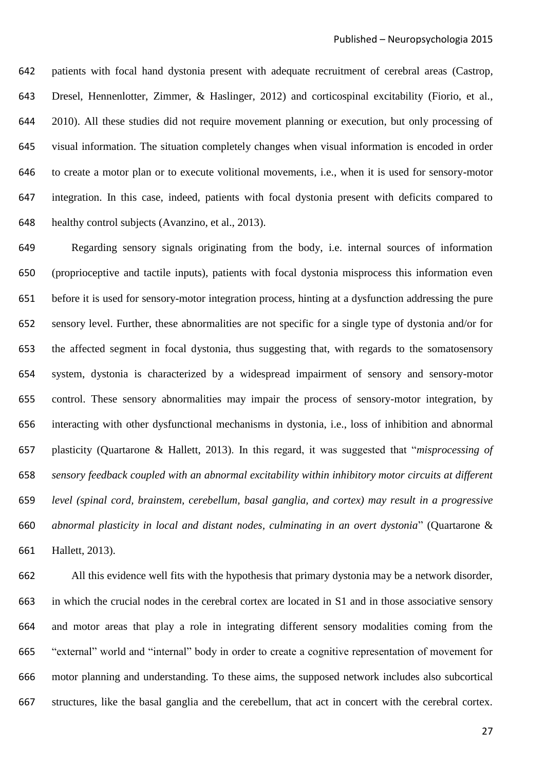patients with focal hand dystonia present with adequate recruitment of cerebral areas (Castrop, Dresel, Hennenlotter, Zimmer, & Haslinger, 2012) and corticospinal excitability (Fiorio, et al., 2010). All these studies did not require movement planning or execution, but only processing of visual information. The situation completely changes when visual information is encoded in order to create a motor plan or to execute volitional movements, i.e., when it is used for sensory-motor integration. In this case, indeed, patients with focal dystonia present with deficits compared to healthy control subjects (Avanzino, et al., 2013).

Regarding sensory signals originating from the body, i.e. internal sources of information (proprioceptive and tactile inputs), patients with focal dystonia misprocess this information even before it is used for sensory-motor integration process, hinting at a dysfunction addressing the pure sensory level. Further, these abnormalities are not specific for a single type of dystonia and/or for the affected segment in focal dystonia, thus suggesting that, with regards to the somatosensory system, dystonia is characterized by a widespread impairment of sensory and sensory-motor control. These sensory abnormalities may impair the process of sensory-motor integration, by interacting with other dysfunctional mechanisms in dystonia, i.e., loss of inhibition and abnormal plasticity (Quartarone & Hallett, 2013). In this regard, it was suggested that "*misprocessing of sensory feedback coupled with an abnormal excitability within inhibitory motor circuits at different level (spinal cord, brainstem, cerebellum, basal ganglia, and cortex) may result in a progressive abnormal plasticity in local and distant nodes, culminating in an overt dystonia*" (Quartarone & Hallett, 2013).

All this evidence well fits with the hypothesis that primary dystonia may be a network disorder, in which the crucial nodes in the cerebral cortex are located in S1 and in those associative sensory and motor areas that play a role in integrating different sensory modalities coming from the "external" world and "internal" body in order to create a cognitive representation of movement for motor planning and understanding. To these aims, the supposed network includes also subcortical structures, like the basal ganglia and the cerebellum, that act in concert with the cerebral cortex.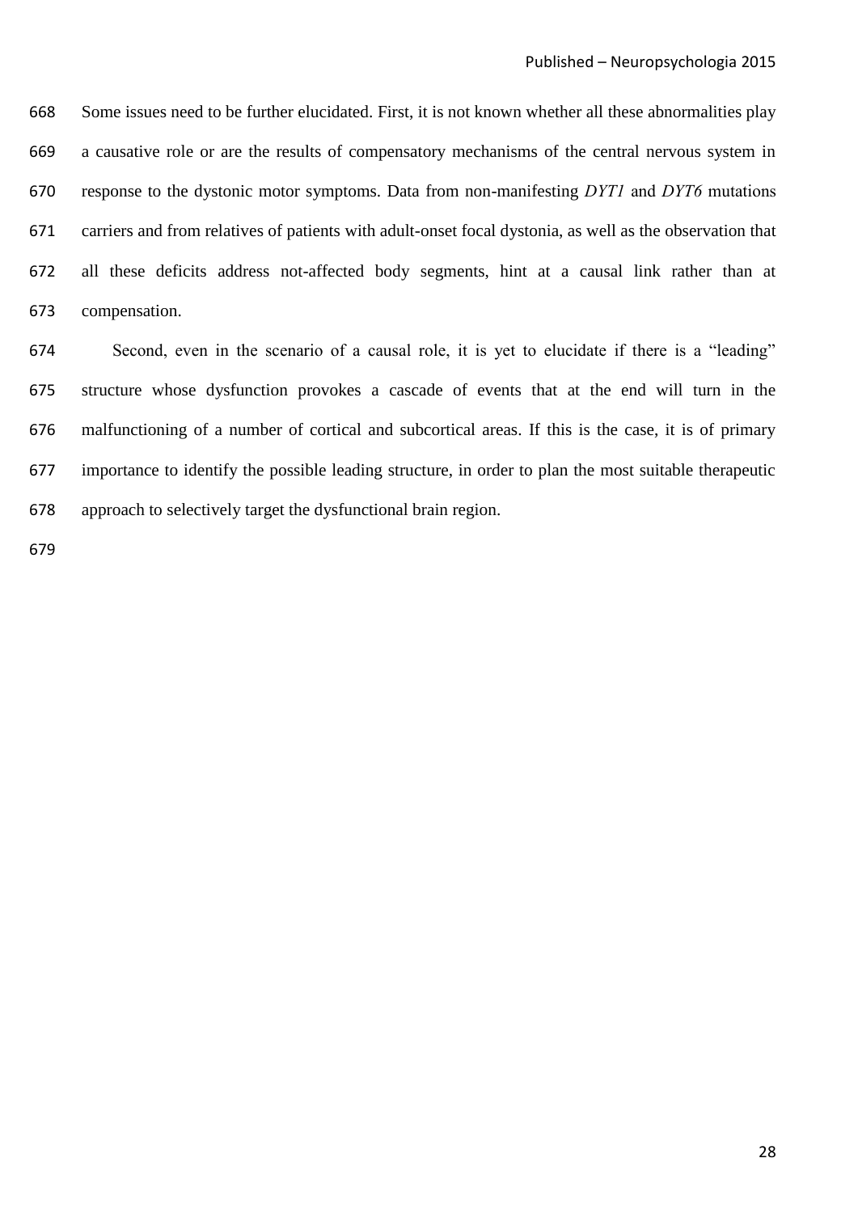Some issues need to be further elucidated. First, it is not known whether all these abnormalities play a causative role or are the results of compensatory mechanisms of the central nervous system in response to the dystonic motor symptoms. Data from non-manifesting *DYT1* and *DYT6* mutations carriers and from relatives of patients with adult-onset focal dystonia, as well as the observation that all these deficits address not-affected body segments, hint at a causal link rather than at compensation.

Second, even in the scenario of a causal role, it is yet to elucidate if there is a "leading" structure whose dysfunction provokes a cascade of events that at the end will turn in the malfunctioning of a number of cortical and subcortical areas. If this is the case, it is of primary importance to identify the possible leading structure, in order to plan the most suitable therapeutic approach to selectively target the dysfunctional brain region.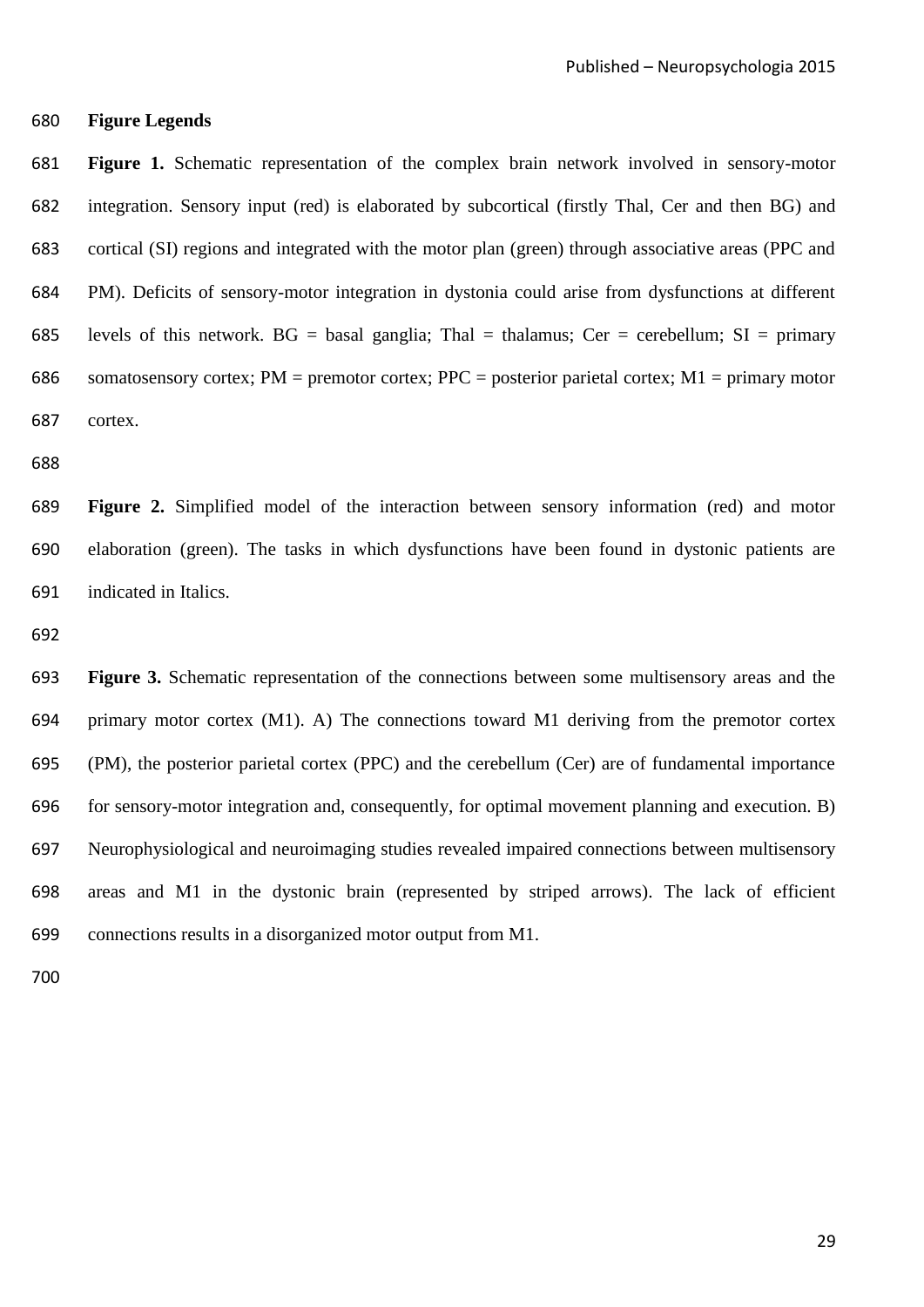## Figure Legends

**Figure 1.** Schematic representation of the complex brain network involved in sensory-motor integration. Sensory input (red) is elaborated by subcortical (firstly Thal, Cer and then BG) and cortical (SI) regions and integrated with the motor plan (green) through associative areas (PPC and PM). Deficits of sensory-motor integration in dystonia could arise from dysfunctions at different levels of this network. BG = basal ganglia; Thal = thalamus; Cer = cerebellum; SI = primary somatosensory cortex; PM = premotor cortex; PPC = posterior parietal cortex; M1 = primary motor cortex.

**Figure 2.** Simplified model of the interaction between sensory information (red) and motor elaboration (green). The tasks in which dysfunctions have been found in dystonic patients are indicated in Italics.

**Figure 3.** Schematic representation of the connections between some multisensory areas and the primary motor cortex (M1). A) The connections toward M1 deriving from the premotor cortex (PM), the posterior parietal cortex (PPC) and the cerebellum (Cer) are of fundamental importance for sensory-motor integration and, consequently, for optimal movement planning and execution. B) Neurophysiological and neuroimaging studies revealed impaired connections between multisensory areas and M1 in the dystonic brain (represented by striped arrows). The lack of efficient connections results in a disorganized motor output from M1.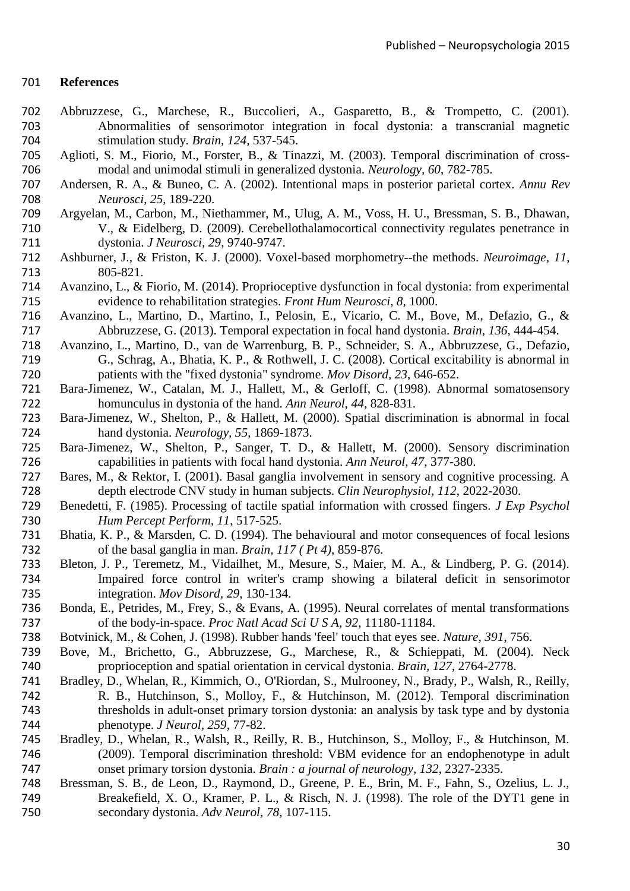**References**

Abbruzzese, G., Marchese, R., Buccolieri, A., Gasparetto, B., & Trompetto, C. (2001). Abnormalities of sensorimotor integration in focal dystonia: a transcranial magnetic stimulation study. *Brain, 124*, 537-545.

Aglioti, S. M., Fiorio, M., Forster, B., & Tinazzi, M. (2003). Temporal discrimination of cross-modal and unimodal stimuli in generalized dystonia. *Neurology, 60*, 782-785.

Andersen, R. A., & Buneo, C. A. (2002). Intentional maps in posterior parietal cortex. *Annu Rev Neurosci, 25*, 189-220.

Argyelan, M., Carbon, M., Niethammer, M., Ulug, A. M., Voss, H. U., Bressman, S. B., Dhawan, V., & Eidelberg, D. (2009). Cerebellothalamocortical connectivity regulates penetrance in dystonia. *J Neurosci, 29*, 9740-9747.

Ashburner, J., & Friston, K. J. (2000). Voxel-based morphometry--the methods. *Neuroimage, 11*, 805-821.

Avanzino, L., & Fiorio, M. (2014). Proprioceptive dysfunction in focal dystonia: from experimental evidence to rehabilitation strategies. *Front Hum Neurosci, 8*, 1000.

Avanzino, L., Martino, D., Martino, I., Pelosin, E., Vicario, C. M., Bove, M., Defazio, G., & Abbruzzese, G. (2013). Temporal expectation in focal hand dystonia. *Brain, 136*, 444-454.

Avanzino, L., Martino, D., van de Warrenburg, B. P., Schneider, S. A., Abbruzzese, G., Defazio, G., Schrag, A., Bhatia, K. P., & Rothwell, J. C. (2008). Cortical excitability is abnormal in patients with the "fixed dystonia" syndrome. *Mov Disord, 23*, 646-652.

Bara-Jimenez, W., Catalan, M. J., Hallett, M., & Gerloff, C. (1998). Abnormal somatosensory homunculus in dystonia of the hand. *Ann Neurol, 44*, 828-831.

Bara-Jimenez, W., Shelton, P., & Hallett, M. (2000). Spatial discrimination is abnormal in focal hand dystonia. *Neurology, 55*, 1869-1873.

Bara-Jimenez, W., Shelton, P., Sanger, T. D., & Hallett, M. (2000). Sensory discrimination capabilities in patients with focal hand dystonia. *Ann Neurol, 47*, 377-380.

Bares, M., & Rektor, I. (2001). Basal ganglia involvement in sensory and cognitive processing. A depth electrode CNV study in human subjects. *Clin Neurophysiol, 112*, 2022-2030.

Benedetti, F. (1985). Processing of tactile spatial information with crossed fingers. *J Exp Psychol Hum Percept Perform, 11*, 517-525.

Bhatia, K. P., & Marsden, C. D. (1994). The behavioural and motor consequences of focal lesions of the basal ganglia in man. *Brain, 117 ( Pt 4)*, 859-876.

Bleton, J. P., Teremetz, M., Vidailhet, M., Mesure, S., Maier, M. A., & Lindberg, P. G. (2014). Impaired force control in writer's cramp showing a bilateral deficit in sensorimotor integration. *Mov Disord, 29*, 130-134.

Bonda, E., Petrides, M., Frey, S., & Evans, A. (1995). Neural correlates of mental transformations of the body-in-space. *Proc Natl Acad Sci U S A, 92*, 11180-11184.

Botvinick, M., & Cohen, J. (1998). Rubber hands 'feel' touch that eyes see. *Nature, 391*, 756.

Bove, M., Brichetto, G., Abbruzzese, G., Marchese, R., & Schieppati, M. (2004). Neck proprioception and spatial orientation in cervical dystonia. *Brain, 127*, 2764-2778.

Bradley, D., Whelan, R., Kimmich, O., O'Riordan, S., Mulrooney, N., Brady, P., Walsh, R., Reilly, R. B., Hutchinson, S., Molloy, F., & Hutchinson, M. (2012). Temporal discrimination thresholds in adult-onset primary torsion dystonia: an analysis by task type and by dystonia phenotype. *J Neurol, 259*, 77-82.

Bradley, D., Whelan, R., Walsh, R., Reilly, R. B., Hutchinson, S., Molloy, F., & Hutchinson, M. (2009). Temporal discrimination threshold: VBM evidence for an endophenotype in adult onset primary torsion dystonia. *Brain : a journal of neurology, 132*, 2327-2335.

Bressman, S. B., de Leon, D., Raymond, D., Greene, P. E., Brin, M. F., Fahn, S., Ozelius, L. J., Breakefield, X. O., Kramer, P. L., & Risch, N. J. (1998). The role of the DYT1 gene in secondary dystonia. *Adv Neurol, 78*, 107-115.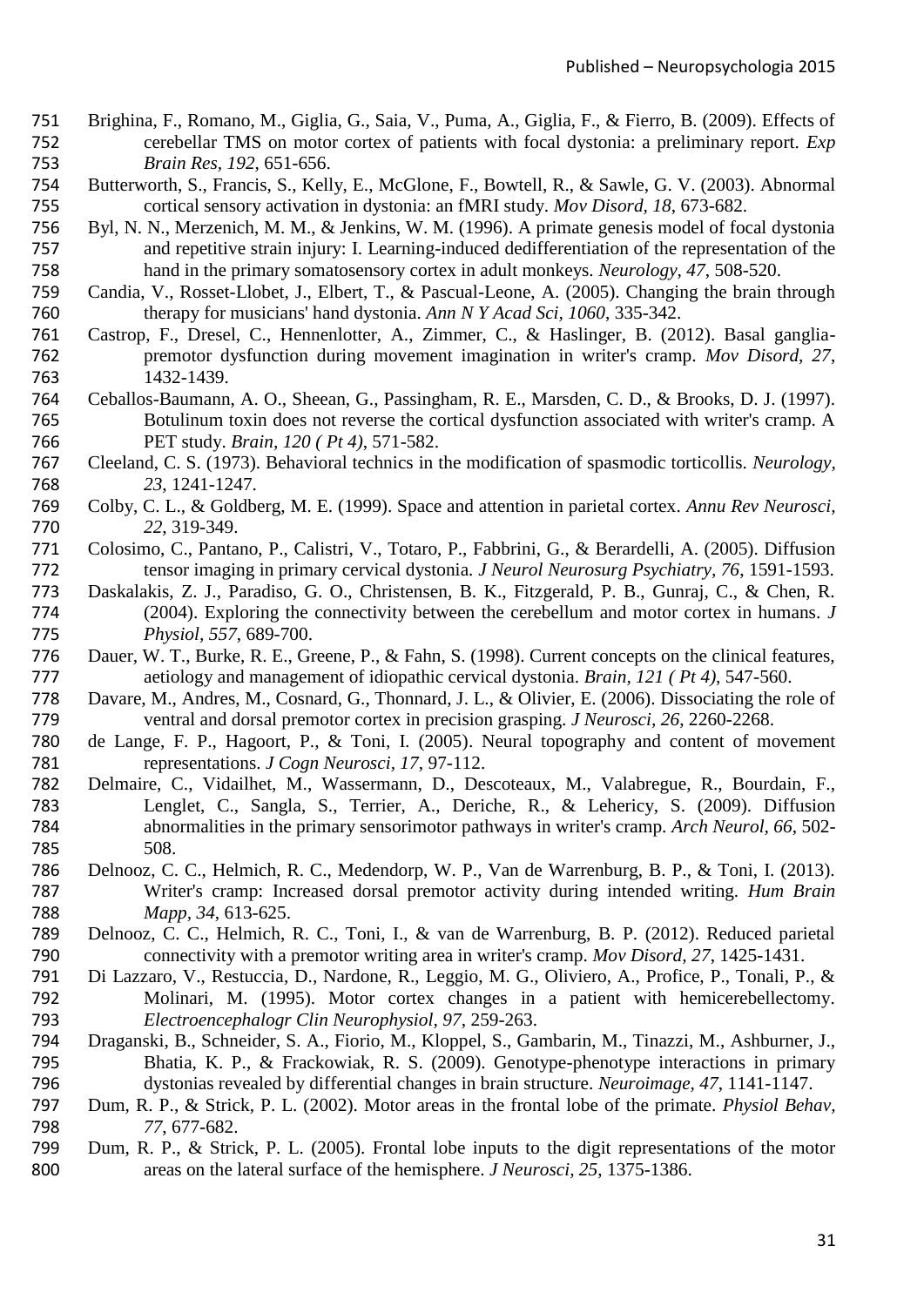Brighina, F., Romano, M., Giglia, G., Saia, V., Puma, A., Giglia, F., & Fierro, B. (2009). Effects of cerebellar TMS on motor cortex of patients with focal dystonia: a preliminary report. *Exp Brain Res, 192*, 651-656.

Butterworth, S., Francis, S., Kelly, E., McGlone, F., Bowtell, R., & Sawle, G. V. (2003). Abnormal cortical sensory activation in dystonia: an fMRI study. *Mov Disord, 18*, 673-682.

Byl, N. N., Merzenich, M. M., & Jenkins, W. M. (1996). A primate genesis model of focal dystonia and repetitive strain injury: I. Learning-induced dedifferentiation of the representation of the hand in the primary somatosensory cortex in adult monkeys. *Neurology, 47*, 508-520.

Candia, V., Rosset-Llobet, J., Elbert, T., & Pascual-Leone, A. (2005). Changing the brain through therapy for musicians' hand dystonia. *Ann N Y Acad Sci, 1060*, 335-342.

Castrop, F., Dresel, C., Hennenlotter, A., Zimmer, C., & Haslinger, B. (2012). Basal ganglia-premotor dysfunction during movement imagination in writer's cramp. *Mov Disord, 27*, 1432-1439.

Ceballos-Baumann, A. O., Sheean, G., Passingham, R. E., Marsden, C. D., & Brooks, D. J. (1997). Botulinum toxin does not reverse the cortical dysfunction associated with writer's cramp. A PET study. *Brain, 120 ( Pt 4)*, 571-582.

Cleeland, C. S. (1973). Behavioral technics in the modification of spasmodic torticollis. *Neurology, 23*, 1241-1247.

Colby, C. L., & Goldberg, M. E. (1999). Space and attention in parietal cortex. *Annu Rev Neurosci, 22*, 319-349.

Colosimo, C., Pantano, P., Calistri, V., Totaro, P., Fabbrini, G., & Berardelli, A. (2005). Diffusion tensor imaging in primary cervical dystonia. *J Neurol Neurosurg Psychiatry, 76*, 1591-1593.

Daskalakis, Z. J., Paradiso, G. O., Christensen, B. K., Fitzgerald, P. B., Gunraj, C., & Chen, R. (2004). Exploring the connectivity between the cerebellum and motor cortex in humans. *J Physiol, 557*, 689-700.

Dauer, W. T., Burke, R. E., Greene, P., & Fahn, S. (1998). Current concepts on the clinical features, aetiology and management of idiopathic cervical dystonia. *Brain, 121 ( Pt 4)*, 547-560.

Davare, M., Andres, M., Cosnard, G., Thonnard, J. L., & Olivier, E. (2006). Dissociating the role of ventral and dorsal premotor cortex in precision grasping. *J Neurosci, 26*, 2260-2268.

de Lange, F. P., Hagoort, P., & Toni, I. (2005). Neural topography and content of movement representations. *J Cogn Neurosci, 17*, 97-112.

Delmaire, C., Vidailhet, M., Wassermann, D., Descoteaux, M., Valabregue, R., Bourdain, F., Lenglet, C., Sangla, S., Terrier, A., Deriche, R., & Lehericy, S. (2009). Diffusion abnormalities in the primary sensorimotor pathways in writer's cramp. *Arch Neurol, 66*, 502-508.

Delnooz, C. C., Helmich, R. C., Medendorp, W. P., Van de Warrenburg, B. P., & Toni, I. (2013). Writer's cramp: Increased dorsal premotor activity during intended writing. *Hum Brain Mapp, 34*, 613-625.

Delnooz, C. C., Helmich, R. C., Toni, I., & van de Warrenburg, B. P. (2012). Reduced parietal connectivity with a premotor writing area in writer's cramp. *Mov Disord, 27*, 1425-1431.

Di Lazzaro, V., Restuccia, D., Nardone, R., Leggio, M. G., Oliviero, A., Profice, P., Tonali, P., & Molinari, M. (1995). Motor cortex changes in a patient with hemicerebellectomy. *Electroencephalogr Clin Neurophysiol, 97*, 259-263.

Draganski, B., Schneider, S. A., Fiorio, M., Kloppel, S., Gambarin, M., Tinazzi, M., Ashburner, J., Bhatia, K. P., & Frackowiak, R. S. (2009). Genotype-phenotype interactions in primary dystonias revealed by differential changes in brain structure. *Neuroimage, 47*, 1141-1147.

Dum, R. P., & Strick, P. L. (2002). Motor areas in the frontal lobe of the primate. *Physiol Behav, 77*, 677-682.

Dum, R. P., & Strick, P. L. (2005). Frontal lobe inputs to the digit representations of the motor areas on the lateral surface of the hemisphere. *J Neurosci, 25*, 1375-1386.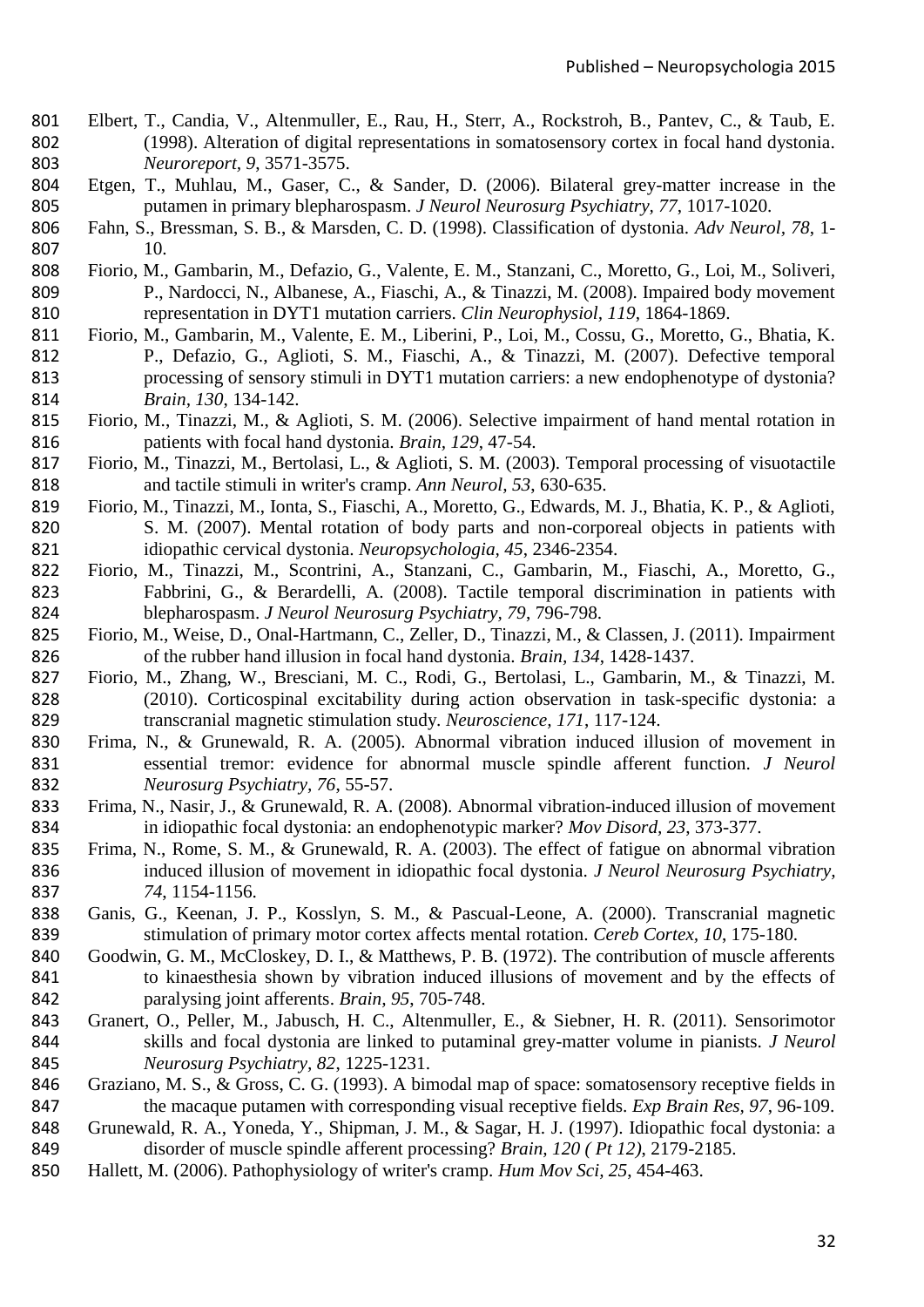Elbert, T., Candia, V., Altenmuller, E., Rau, H., Sterr, A., Rockstroh, B., Pantev, C., & Taub, E. (1998). Alteration of digital representations in somatosensory cortex in focal hand dystonia. *Neuroreport, 9*, 3571-3575.

Etgen, T., Muhlau, M., Gaser, C., & Sander, D. (2006). Bilateral grey-matter increase in the putamen in primary blepharospasm. *J Neurol Neurosurg Psychiatry, 77*, 1017-1020.

Fahn, S., Bressman, S. B., & Marsden, C. D. (1998). Classification of dystonia. *Adv Neurol, 78*, 1-10.

Fiorio, M., Gambarin, M., Defazio, G., Valente, E. M., Stanzani, C., Moretto, G., Loi, M., Soliveri, P., Nardocci, N., Albanese, A., Fiaschi, A., & Tinazzi, M. (2008). Impaired body movement representation in DYT1 mutation carriers. *Clin Neurophysiol, 119*, 1864-1869.

Fiorio, M., Gambarin, M., Valente, E. M., Liberini, P., Loi, M., Cossu, G., Moretto, G., Bhatia, K. P., Defazio, G., Aglioti, S. M., Fiaschi, A., & Tinazzi, M. (2007). Defective temporal processing of sensory stimuli in DYT1 mutation carriers: a new endophenotype of dystonia? *Brain, 130*, 134-142.

Fiorio, M., Tinazzi, M., & Aglioti, S. M. (2006). Selective impairment of hand mental rotation in patients with focal hand dystonia. *Brain, 129*, 47-54.

Fiorio, M., Tinazzi, M., Bertolasi, L., & Aglioti, S. M. (2003). Temporal processing of visuotactile and tactile stimuli in writer's cramp. *Ann Neurol, 53*, 630-635.

Fiorio, M., Tinazzi, M., Ionta, S., Fiaschi, A., Moretto, G., Edwards, M. J., Bhatia, K. P., & Aglioti, S. M. (2007). Mental rotation of body parts and non-corporeal objects in patients with idiopathic cervical dystonia. *Neuropsychologia, 45*, 2346-2354.

Fiorio, M., Tinazzi, M., Scontrini, A., Stanzani, C., Gambarin, M., Fiaschi, A., Moretto, G., Fabbrini, G., & Berardelli, A. (2008). Tactile temporal discrimination in patients with blepharospasm. *J Neurol Neurosurg Psychiatry, 79*, 796-798.

Fiorio, M., Weise, D., Onal-Hartmann, C., Zeller, D., Tinazzi, M., & Classen, J. (2011). Impairment of the rubber hand illusion in focal hand dystonia. *Brain, 134*, 1428-1437.

Fiorio, M., Zhang, W., Bresciani, M. C., Rodi, G., Bertolasi, L., Gambarin, M., & Tinazzi, M. (2010). Corticospinal excitability during action observation in task-specific dystonia: a transcranial magnetic stimulation study. *Neuroscience, 171*, 117-124.

Frima, N., & Grunewald, R. A. (2005). Abnormal vibration induced illusion of movement in essential tremor: evidence for abnormal muscle spindle afferent function. *J Neurol Neurosurg Psychiatry, 76*, 55-57.

Frima, N., Nasir, J., & Grunewald, R. A. (2008). Abnormal vibration-induced illusion of movement in idiopathic focal dystonia: an endophenotypic marker? *Mov Disord, 23*, 373-377.

Frima, N., Rome, S. M., & Grunewald, R. A. (2003). The effect of fatigue on abnormal vibration induced illusion of movement in idiopathic focal dystonia. *J Neurol Neurosurg Psychiatry, 74*, 1154-1156.

Ganis, G., Keenan, J. P., Kosslyn, S. M., & Pascual-Leone, A. (2000). Transcranial magnetic stimulation of primary motor cortex affects mental rotation. *Cereb Cortex, 10*, 175-180.

Goodwin, G. M., McCloskey, D. I., & Matthews, P. B. (1972). The contribution of muscle afferents to kinaesthesia shown by vibration induced illusions of movement and by the effects of paralysing joint afferents. *Brain, 95*, 705-748.

Granert, O., Peller, M., Jabusch, H. C., Altenmuller, E., & Siebner, H. R. (2011). Sensorimotor skills and focal dystonia are linked to putaminal grey-matter volume in pianists. *J Neurol Neurosurg Psychiatry, 82*, 1225-1231.

Graziano, M. S., & Gross, C. G. (1993). A bimodal map of space: somatosensory receptive fields in the macaque putamen with corresponding visual receptive fields. *Exp Brain Res, 97*, 96-109.

Grunewald, R. A., Yoneda, Y., Shipman, J. M., & Sagar, H. J. (1997). Idiopathic focal dystonia: a disorder of muscle spindle afferent processing? *Brain, 120 ( Pt 12)*, 2179-2185.

Hallett, M. (2006). Pathophysiology of writer's cramp. *Hum Mov Sci, 25*, 454-463.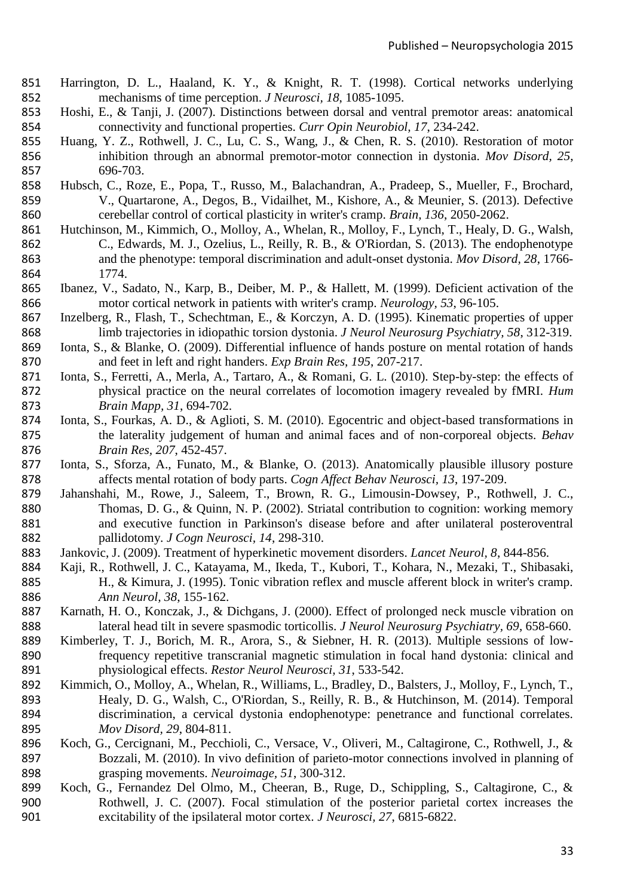Harrington, D. L., Haaland, K. Y., & Knight, R. T. (1998). Cortical networks underlying mechanisms of time perception. *J Neurosci, 18*, 1085-1095.

Hoshi, E., & Tanji, J. (2007). Distinctions between dorsal and ventral premotor areas: anatomical connectivity and functional properties. *Curr Opin Neurobiol, 17*, 234-242.

Huang, Y. Z., Rothwell, J. C., Lu, C. S., Wang, J., & Chen, R. S. (2010). Restoration of motor inhibition through an abnormal premotor-motor connection in dystonia. *Mov Disord, 25*, 696-703.

Hubsch, C., Roze, E., Popa, T., Russo, M., Balachandran, A., Pradeep, S., Mueller, F., Brochard, V., Quartarone, A., Degos, B., Vidailhet, M., Kishore, A., & Meunier, S. (2013). Defective cerebellar control of cortical plasticity in writer's cramp. *Brain, 136*, 2050-2062.

Hutchinson, M., Kimmich, O., Molloy, A., Whelan, R., Molloy, F., Lynch, T., Healy, D. G., Walsh, C., Edwards, M. J., Ozelius, L., Reilly, R. B., & O'Riordan, S. (2013). The endophenotype and the phenotype: temporal discrimination and adult-onset dystonia. *Mov Disord, 28*, 1766-1774.

Ibanez, V., Sadato, N., Karp, B., Deiber, M. P., & Hallett, M. (1999). Deficient activation of the motor cortical network in patients with writer's cramp. *Neurology, 53*, 96-105.

Inzelberg, R., Flash, T., Schechtman, E., & Korczyn, A. D. (1995). Kinematic properties of upper limb trajectories in idiopathic torsion dystonia. *J Neurol Neurosurg Psychiatry, 58*, 312-319.

Ionta, S., & Blanke, O. (2009). Differential influence of hands posture on mental rotation of hands and feet in left and right handers. *Exp Brain Res, 195*, 207-217.

Ionta, S., Ferretti, A., Merla, A., Tartaro, A., & Romani, G. L. (2010). Step-by-step: the effects of physical practice on the neural correlates of locomotion imagery revealed by fMRI. *Hum Brain Mapp, 31*, 694-702.

Ionta, S., Fourkas, A. D., & Aglioti, S. M. (2010). Egocentric and object-based transformations in the laterality judgement of human and animal faces and of non-corporeal objects. *Behav Brain Res, 207*, 452-457.

Ionta, S., Sforza, A., Funato, M., & Blanke, O. (2013). Anatomically plausible illusory posture affects mental rotation of body parts. *Cogn Affect Behav Neurosci, 13*, 197-209.

Jahanshahi, M., Rowe, J., Saleem, T., Brown, R. G., Limousin-Dowsey, P., Rothwell, J. C., Thomas, D. G., & Quinn, N. P. (2002). Striatal contribution to cognition: working memory and executive function in Parkinson's disease before and after unilateral posteroventral pallidotomy. *J Cogn Neurosci, 14*, 298-310.

Jankovic, J. (2009). Treatment of hyperkinetic movement disorders. *Lancet Neurol, 8*, 844-856.

Kaji, R., Rothwell, J. C., Katayama, M., Ikeda, T., Kubori, T., Kohara, N., Mezaki, T., Shibasaki, H., & Kimura, J. (1995). Tonic vibration reflex and muscle afferent block in writer's cramp. *Ann Neurol, 38*, 155-162.

Karnath, H. O., Konczak, J., & Dichgans, J. (2000). Effect of prolonged neck muscle vibration on lateral head tilt in severe spasmodic torticollis. *J Neurol Neurosurg Psychiatry, 69*, 658-660.

Kimberley, T. J., Borich, M. R., Arora, S., & Siebner, H. R. (2013). Multiple sessions of low-frequency repetitive transcranial magnetic stimulation in focal hand dystonia: clinical and physiological effects. *Restor Neurol Neurosci, 31*, 533-542.

Kimmich, O., Molloy, A., Whelan, R., Williams, L., Bradley, D., Balsters, J., Molloy, F., Lynch, T., Healy, D. G., Walsh, C., O'Riordan, S., Reilly, R. B., & Hutchinson, M. (2014). Temporal discrimination, a cervical dystonia endophenotype: penetrance and functional correlates. *Mov Disord, 29*, 804-811.

Koch, G., Cercignani, M., Pecchioli, C., Versace, V., Oliveri, M., Caltagirone, C., Rothwell, J., & Bozzali, M. (2010). In vivo definition of parieto-motor connections involved in planning of grasping movements. *Neuroimage, 51*, 300-312.

Koch, G., Fernandez Del Olmo, M., Cheeran, B., Ruge, D., Schippling, S., Caltagirone, C., & Rothwell, J. C. (2007). Focal stimulation of the posterior parietal cortex increases the excitability of the ipsilateral motor cortex. *J Neurosci, 27*, 6815-6822.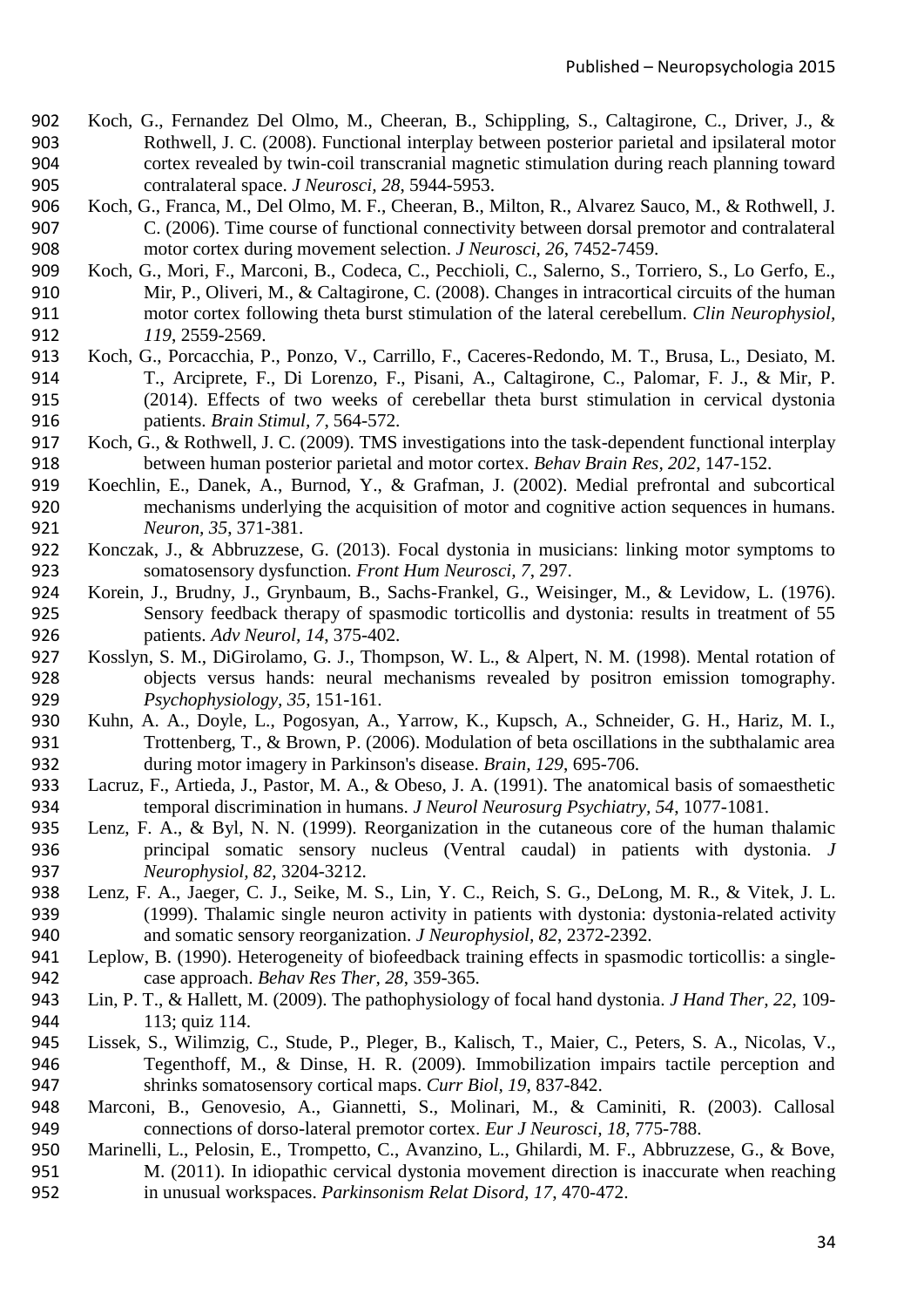Koch, G., Fernandez Del Olmo, M., Cheeran, B., Schippling, S., Caltagirone, C., Driver, J., & Rothwell, J. C. (2008). Functional interplay between posterior parietal and ipsilateral motor cortex revealed by twin-coil transcranial magnetic stimulation during reach planning toward contralateral space. *J Neurosci, 28*, 5944-5953.

Koch, G., Franca, M., Del Olmo, M. F., Cheeran, B., Milton, R., Alvarez Sauco, M., & Rothwell, J. C. (2006). Time course of functional connectivity between dorsal premotor and contralateral motor cortex during movement selection. *J Neurosci, 26*, 7452-7459.

Koch, G., Mori, F., Marconi, B., Codeca, C., Pecchioli, C., Salerno, S., Torriero, S., Lo Gerfo, E., Mir, P., Oliveri, M., & Caltagirone, C. (2008). Changes in intracortical circuits of the human motor cortex following theta burst stimulation of the lateral cerebellum. *Clin Neurophysiol, 119*, 2559-2569.

Koch, G., Porcacchia, P., Ponzo, V., Carrillo, F., Caceres-Redondo, M. T., Brusa, L., Desiato, M. T., Arciprete, F., Di Lorenzo, F., Pisani, A., Caltagirone, C., Palomar, F. J., & Mir, P. (2014). Effects of two weeks of cerebellar theta burst stimulation in cervical dystonia patients. *Brain Stimul, 7*, 564-572.

Koch, G., & Rothwell, J. C. (2009). TMS investigations into the task-dependent functional interplay between human posterior parietal and motor cortex. *Behav Brain Res, 202*, 147-152.

Koechlin, E., Danek, A., Burnod, Y., & Grafman, J. (2002). Medial prefrontal and subcortical mechanisms underlying the acquisition of motor and cognitive action sequences in humans. *Neuron, 35*, 371-381.

Konczak, J., & Abbruzzese, G. (2013). Focal dystonia in musicians: linking motor symptoms to somatosensory dysfunction. *Front Hum Neurosci, 7*, 297.

Korein, J., Brudny, J., Grynbaum, B., Sachs-Frankel, G., Weisinger, M., & Levidow, L. (1976). Sensory feedback therapy of spasmodic torticollis and dystonia: results in treatment of 55 patients. *Adv Neurol, 14*, 375-402.

Kosslyn, S. M., DiGirolamo, G. J., Thompson, W. L., & Alpert, N. M. (1998). Mental rotation of objects versus hands: neural mechanisms revealed by positron emission tomography. *Psychophysiology, 35*, 151-161.

Kuhn, A. A., Doyle, L., Pogosyan, A., Yarrow, K., Kupsch, A., Schneider, G. H., Hariz, M. I., Trottenberg, T., & Brown, P. (2006). Modulation of beta oscillations in the subthalamic area during motor imagery in Parkinson's disease. *Brain, 129*, 695-706.

Lacruz, F., Artieda, J., Pastor, M. A., & Obeso, J. A. (1991). The anatomical basis of somaesthetic temporal discrimination in humans. *J Neurol Neurosurg Psychiatry, 54*, 1077-1081.

Lenz, F. A., & Byl, N. N. (1999). Reorganization in the cutaneous core of the human thalamic principal somatic sensory nucleus (Ventral caudal) in patients with dystonia. *J Neurophysiol, 82*, 3204-3212.

Lenz, F. A., Jaeger, C. J., Seike, M. S., Lin, Y. C., Reich, S. G., DeLong, M. R., & Vitek, J. L. (1999). Thalamic single neuron activity in patients with dystonia: dystonia-related activity and somatic sensory reorganization. *J Neurophysiol, 82*, 2372-2392.

Leplow, B. (1990). Heterogeneity of biofeedback training effects in spasmodic torticollis: a single-case approach. *Behav Res Ther, 28*, 359-365.

Lin, P. T., & Hallett, M. (2009). The pathophysiology of focal hand dystonia. *J Hand Ther, 22*, 109-113; quiz 114.

Lissek, S., Wilimzig, C., Stude, P., Pleger, B., Kalisch, T., Maier, C., Peters, S. A., Nicolas, V., Tegenthoff, M., & Dinse, H. R. (2009). Immobilization impairs tactile perception and shrinks somatosensory cortical maps. *Curr Biol, 19*, 837-842.

Marconi, B., Genovesio, A., Giannetti, S., Molinari, M., & Caminiti, R. (2003). Callosal connections of dorso-lateral premotor cortex. *Eur J Neurosci, 18*, 775-788.

Marinelli, L., Pelosin, E., Trompetto, C., Avanzino, L., Ghilardi, M. F., Abbruzzese, G., & Bove, M. (2011). In idiopathic cervical dystonia movement direction is inaccurate when reaching in unusual workspaces. *Parkinsonism Relat Disord, 17*, 470-472.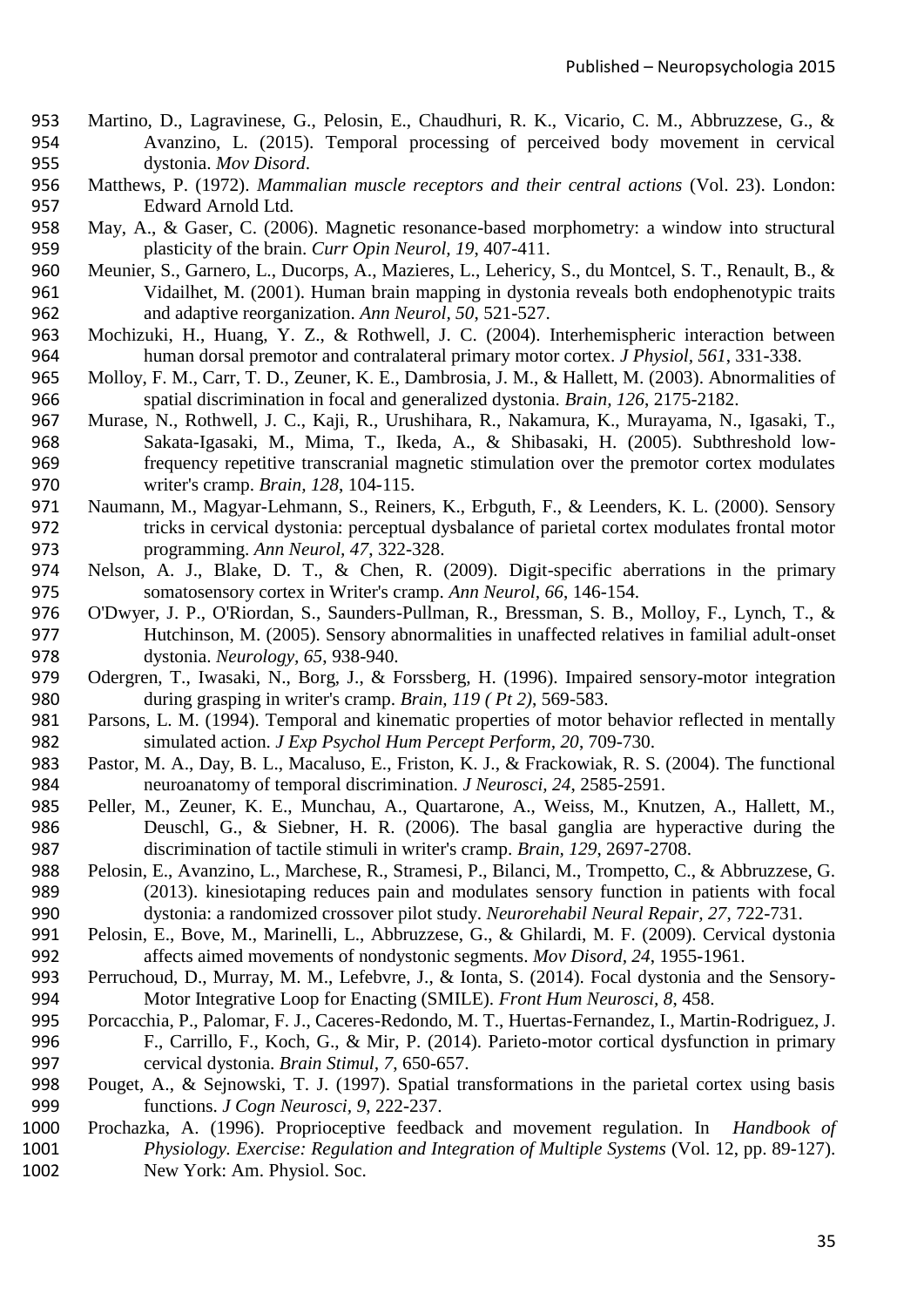Martino, D., Lagravinese, G., Pelosin, E., Chaudhuri, R. K., Vicario, C. M., Abbruzzese, G., & Avanzino, L. (2015). Temporal processing of perceived body movement in cervical dystonia. *Mov Disord*.

Matthews, P. (1972). *Mammalian muscle receptors and their central actions* (Vol. 23). London: Edward Arnold Ltd.

May, A., & Gaser, C. (2006). Magnetic resonance-based morphometry: a window into structural plasticity of the brain. *Curr Opin Neurol, 19*, 407-411.

Meunier, S., Garnero, L., Ducorps, A., Mazieres, L., Lehericy, S., du Montcel, S. T., Renault, B., & Vidailhet, M. (2001). Human brain mapping in dystonia reveals both endophenotypic traits and adaptive reorganization. *Ann Neurol, 50*, 521-527.

Mochizuki, H., Huang, Y. Z., & Rothwell, J. C. (2004). Interhemispheric interaction between human dorsal premotor and contralateral primary motor cortex. *J Physiol, 561*, 331-338.

Molloy, F. M., Carr, T. D., Zeuner, K. E., Dambrosia, J. M., & Hallett, M. (2003). Abnormalities of spatial discrimination in focal and generalized dystonia. *Brain, 126*, 2175-2182.

Murase, N., Rothwell, J. C., Kaji, R., Urushihara, R., Nakamura, K., Murayama, N., Igasaki, T., Sakata-Igasaki, M., Mima, T., Ikeda, A., & Shibasaki, H. (2005). Subthreshold low-frequency repetitive transcranial magnetic stimulation over the premotor cortex modulates writer's cramp. *Brain, 128*, 104-115.

Naumann, M., Magyar-Lehmann, S., Reiners, K., Erbguth, F., & Leenders, K. L. (2000). Sensory tricks in cervical dystonia: perceptual dysbalance of parietal cortex modulates frontal motor programming. *Ann Neurol, 47*, 322-328.

Nelson, A. J., Blake, D. T., & Chen, R. (2009). Digit-specific aberrations in the primary somatosensory cortex in Writer's cramp. *Ann Neurol, 66*, 146-154.

O'Dwyer, J. P., O'Riordan, S., Saunders-Pullman, R., Bressman, S. B., Molloy, F., Lynch, T., & Hutchinson, M. (2005). Sensory abnormalities in unaffected relatives in familial adult-onset dystonia. *Neurology, 65*, 938-940.

Odergren, T., Iwasaki, N., Borg, J., & Forssberg, H. (1996). Impaired sensory-motor integration during grasping in writer's cramp. *Brain, 119 ( Pt 2)*, 569-583.

Parsons, L. M. (1994). Temporal and kinematic properties of motor behavior reflected in mentally simulated action. *J Exp Psychol Hum Percept Perform, 20*, 709-730.

Pastor, M. A., Day, B. L., Macaluso, E., Friston, K. J., & Frackowiak, R. S. (2004). The functional neuroanatomy of temporal discrimination. *J Neurosci, 24*, 2585-2591.

Peller, M., Zeuner, K. E., Munchau, A., Quartarone, A., Weiss, M., Knutzen, A., Hallett, M., Deuschl, G., & Siebner, H. R. (2006). The basal ganglia are hyperactive during the discrimination of tactile stimuli in writer's cramp. *Brain, 129*, 2697-2708.

Pelosin, E., Avanzino, L., Marchese, R., Stramesi, P., Bilanci, M., Trompetto, C., & Abbruzzese, G. (2013). kinesiotaping reduces pain and modulates sensory function in patients with focal dystonia: a randomized crossover pilot study. *Neurorehabil Neural Repair, 27*, 722-731.

Pelosin, E., Bove, M., Marinelli, L., Abbruzzese, G., & Ghilardi, M. F. (2009). Cervical dystonia affects aimed movements of nondystonic segments. *Mov Disord, 24*, 1955-1961.

Perruchoud, D., Murray, M. M., Lefebvre, J., & Ionta, S. (2014). Focal dystonia and the Sensory-Motor Integrative Loop for Enacting (SMILE). *Front Hum Neurosci, 8*, 458.

Porcacchia, P., Palomar, F. J., Caceres-Redondo, M. T., Huertas-Fernandez, I., Martin-Rodriguez, J. F., Carrillo, F., Koch, G., & Mir, P. (2014). Parieto-motor cortical dysfunction in primary cervical dystonia. *Brain Stimul, 7*, 650-657.

Pouget, A., & Sejnowski, T. J. (1997). Spatial transformations in the parietal cortex using basis functions. *J Cogn Neurosci, 9*, 222-237.

Prochazka, A. (1996). Proprioceptive feedback and movement regulation. In *Handbook of Physiology. Exercise: Regulation and Integration of Multiple Systems* (Vol. 12, pp. 89-127). New York: Am. Physiol. Soc.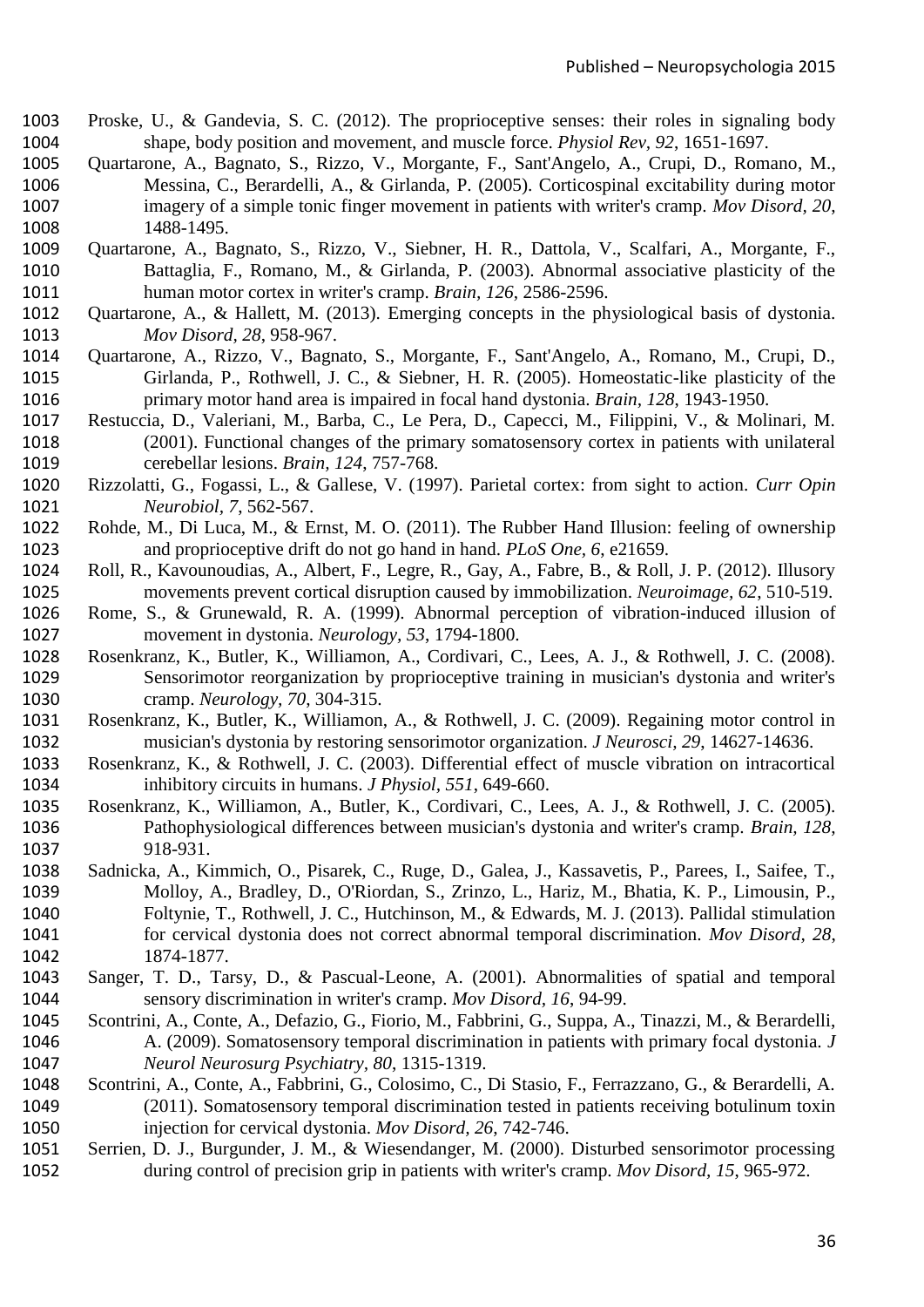Proske, U., & Gandevia, S. C. (2012). The proprioceptive senses: their roles in signaling body shape, body position and movement, and muscle force. *Physiol Rev*, *92*, 1651-1697.

Quartarone, A., Bagnato, S., Rizzo, V., Morgante, F., Sant'Angelo, A., Crupi, D., Romano, M., Messina, C., Berardelli, A., & Girlanda, P. (2005). Corticospinal excitability during motor imagery of a simple tonic finger movement in patients with writer's cramp. *Mov Disord*, *20*, 1488-1495.

Quartarone, A., Bagnato, S., Rizzo, V., Siebner, H. R., Dattola, V., Scalfari, A., Morgante, F., Battaglia, F., Romano, M., & Girlanda, P. (2003). Abnormal associative plasticity of the human motor cortex in writer's cramp. *Brain*, *126*, 2586-2596.

Quartarone, A., & Hallett, M. (2013). Emerging concepts in the physiological basis of dystonia. *Mov Disord*, *28*, 958-967.

Quartarone, A., Rizzo, V., Bagnato, S., Morgante, F., Sant'Angelo, A., Romano, M., Crupi, D., Girlanda, P., Rothwell, J. C., & Siebner, H. R. (2005). Homeostatic-like plasticity of the primary motor hand area is impaired in focal hand dystonia. *Brain*, *128*, 1943-1950.

Restuccia, D., Valeriani, M., Barba, C., Le Pera, D., Capecci, M., Filippini, V., & Molinari, M. (2001). Functional changes of the primary somatosensory cortex in patients with unilateral cerebellar lesions. *Brain*, *124*, 757-768.

Rizzolatti, G., Fogassi, L., & Gallese, V. (1997). Parietal cortex: from sight to action. *Curr Opin Neurobiol*, *7*, 562-567.

Rohde, M., Di Luca, M., & Ernst, M. O. (2011). The Rubber Hand Illusion: feeling of ownership and proprioceptive drift do not go hand in hand. *PLoS One*, *6*, e21659.

Roll, R., Kavounoudias, A., Albert, F., Legre, R., Gay, A., Fabre, B., & Roll, J. P. (2012). Illusory movements prevent cortical disruption caused by immobilization. *Neuroimage*, *62*, 510-519.

Rome, S., & Grunewald, R. A. (1999). Abnormal perception of vibration-induced illusion of movement in dystonia. *Neurology*, *53*, 1794-1800.

Rosenkranz, K., Butler, K., Williamon, A., Cordivari, C., Lees, A. J., & Rothwell, J. C. (2008). Sensorimotor reorganization by proprioceptive training in musician's dystonia and writer's cramp. *Neurology*, *70*, 304-315.

Rosenkranz, K., Butler, K., Williamon, A., & Rothwell, J. C. (2009). Regaining motor control in musician's dystonia by restoring sensorimotor organization. *J Neurosci*, *29*, 14627-14636.

Rosenkranz, K., & Rothwell, J. C. (2003). Differential effect of muscle vibration on intracortical inhibitory circuits in humans. *J Physiol*, *551*, 649-660.

Rosenkranz, K., Williamon, A., Butler, K., Cordivari, C., Lees, A. J., & Rothwell, J. C. (2005). Pathophysiological differences between musician's dystonia and writer's cramp. *Brain*, *128*, 918-931.

Sadnicka, A., Kimmich, O., Pisarek, C., Ruge, D., Galea, J., Kassavetis, P., Parees, I., Saifee, T., Molloy, A., Bradley, D., O'Riordan, S., Zrinzo, L., Hariz, M., Bhatia, K. P., Limousin, P., Foltynie, T., Rothwell, J. C., Hutchinson, M., & Edwards, M. J. (2013). Pallidal stimulation for cervical dystonia does not correct abnormal temporal discrimination. *Mov Disord*, *28*, 1874-1877.

Sanger, T. D., Tarsy, D., & Pascual-Leone, A. (2001). Abnormalities of spatial and temporal sensory discrimination in writer's cramp. *Mov Disord*, *16*, 94-99.

Scontrini, A., Conte, A., Defazio, G., Fiorio, M., Fabbrini, G., Suppa, A., Tinazzi, M., & Berardelli, A. (2009). Somatosensory temporal discrimination in patients with primary focal dystonia. *J Neurol Neurosurg Psychiatry*, *80*, 1315-1319.

Scontrini, A., Conte, A., Fabbrini, G., Colosimo, C., Di Stasio, F., Ferrazzano, G., & Berardelli, A. (2011). Somatosensory temporal discrimination tested in patients receiving botulinum toxin injection for cervical dystonia. *Mov Disord*, *26*, 742-746.

Serrien, D. J., Burgunder, J. M., & Wiesendanger, M. (2000). Disturbed sensorimotor processing during control of precision grip in patients with writer's cramp. *Mov Disord*, *15*, 965-972.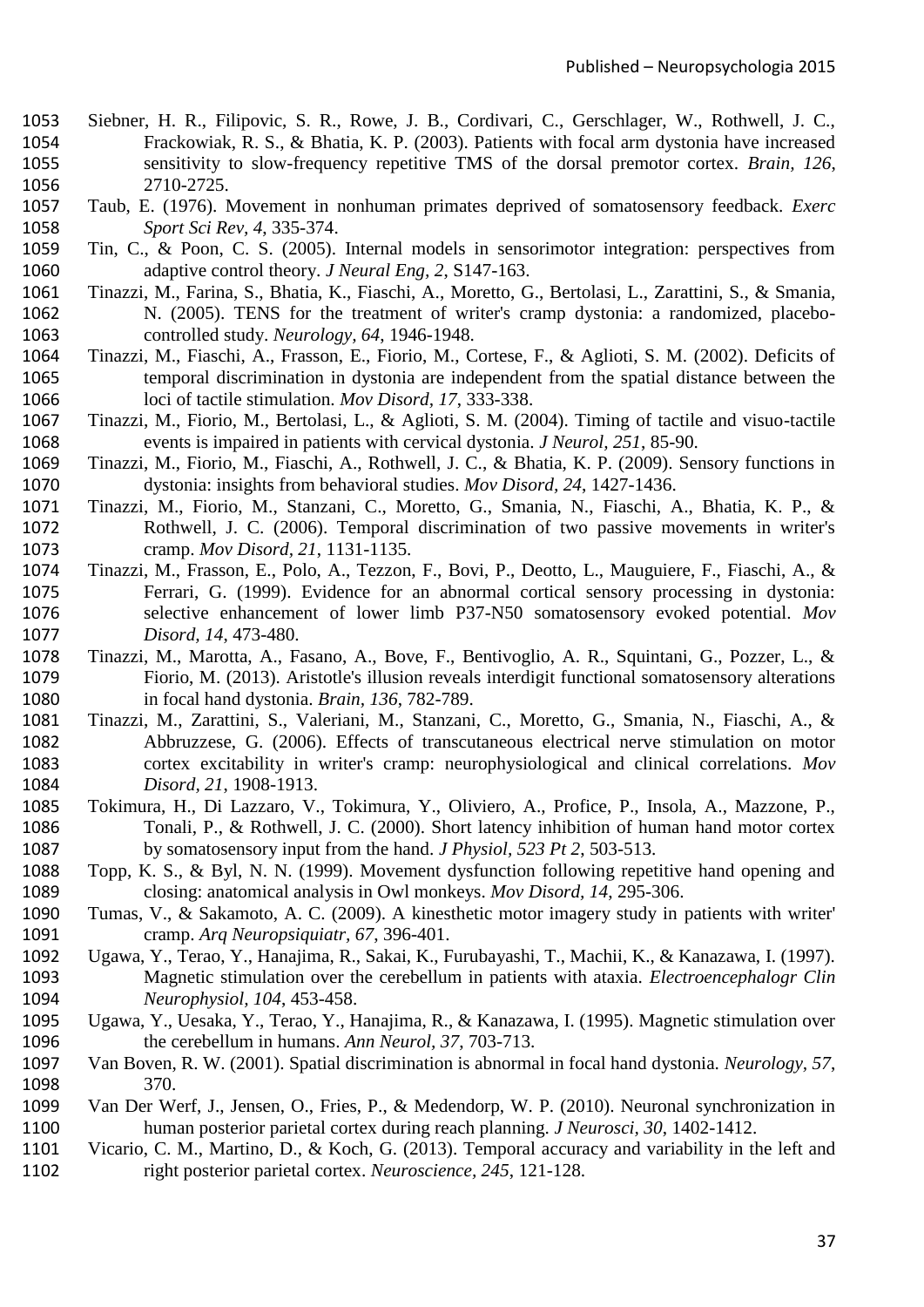Siebner, H. R., Filipovic, S. R., Rowe, J. B., Cordivari, C., Gerschlager, W., Rothwell, J. C., Frackowiak, R. S., & Bhatia, K. P. (2003). Patients with focal arm dystonia have increased sensitivity to slow-frequency repetitive TMS of the dorsal premotor cortex. *Brain, 126*, 2710-2725.

Taub, E. (1976). Movement in nonhuman primates deprived of somatosensory feedback. *Exerc Sport Sci Rev, 4*, 335-374.

Tin, C., & Poon, C. S. (2005). Internal models in sensorimotor integration: perspectives from adaptive control theory. *J Neural Eng, 2*, S147-163.

Tinazzi, M., Farina, S., Bhatia, K., Fiaschi, A., Moretto, G., Bertolasi, L., Zarattini, S., & Smania, N. (2005). TENS for the treatment of writer's cramp dystonia: a randomized, placebo-controlled study. *Neurology, 64*, 1946-1948.

Tinazzi, M., Fiaschi, A., Frasson, E., Fiorio, M., Cortese, F., & Aglioti, S. M. (2002). Deficits of temporal discrimination in dystonia are independent from the spatial distance between the loci of tactile stimulation. *Mov Disord, 17*, 333-338.

Tinazzi, M., Fiorio, M., Bertolasi, L., & Aglioti, S. M. (2004). Timing of tactile and visuo-tactile events is impaired in patients with cervical dystonia. *J Neurol, 251*, 85-90.

Tinazzi, M., Fiorio, M., Fiaschi, A., Rothwell, J. C., & Bhatia, K. P. (2009). Sensory functions in dystonia: insights from behavioral studies. *Mov Disord, 24*, 1427-1436.

Tinazzi, M., Fiorio, M., Stanzani, C., Moretto, G., Smania, N., Fiaschi, A., Bhatia, K. P., & Rothwell, J. C. (2006). Temporal discrimination of two passive movements in writer's cramp. *Mov Disord, 21*, 1131-1135.

Tinazzi, M., Frasson, E., Polo, A., Tezzon, F., Bovi, P., Deotto, L., Mauguiere, F., Fiaschi, A., & Ferrari, G. (1999). Evidence for an abnormal cortical sensory processing in dystonia: selective enhancement of lower limb P37-N50 somatosensory evoked potential. *Mov Disord, 14*, 473-480.

Tinazzi, M., Marotta, A., Fasano, A., Bove, F., Bentivoglio, A. R., Squintani, G., Pozzer, L., & Fiorio, M. (2013). Aristotle's illusion reveals interdigit functional somatosensory alterations in focal hand dystonia. *Brain, 136*, 782-789.

Tinazzi, M., Zarattini, S., Valeriani, M., Stanzani, C., Moretto, G., Smania, N., Fiaschi, A., & Abbruzzese, G. (2006). Effects of transcutaneous electrical nerve stimulation on motor cortex excitability in writer's cramp: neurophysiological and clinical correlations. *Mov Disord, 21*, 1908-1913.

Tokimura, H., Di Lazzaro, V., Tokimura, Y., Oliviero, A., Profice, P., Insola, A., Mazzone, P., Tonali, P., & Rothwell, J. C. (2000). Short latency inhibition of human hand motor cortex by somatosensory input from the hand. *J Physiol, 523 Pt 2*, 503-513.

Topp, K. S., & Byl, N. N. (1999). Movement dysfunction following repetitive hand opening and closing: anatomical analysis in Owl monkeys. *Mov Disord, 14*, 295-306.

Tumas, V., & Sakamoto, A. C. (2009). A kinesthetic motor imagery study in patients with writer' cramp. *Arq Neuropsiquiatr, 67*, 396-401.

Ugawa, Y., Terao, Y., Hanajima, R., Sakai, K., Furubayashi, T., Machii, K., & Kanazawa, I. (1997). Magnetic stimulation over the cerebellum in patients with ataxia. *Electroencephalogr Clin Neurophysiol, 104*, 453-458.

Ugawa, Y., Uesaka, Y., Terao, Y., Hanajima, R., & Kanazawa, I. (1995). Magnetic stimulation over the cerebellum in humans. *Ann Neurol, 37*, 703-713.

Van Boven, R. W. (2001). Spatial discrimination is abnormal in focal hand dystonia. *Neurology, 57*, 370.

Van Der Werf, J., Jensen, O., Fries, P., & Medendorp, W. P. (2010). Neuronal synchronization in human posterior parietal cortex during reach planning. *J Neurosci, 30*, 1402-1412.

Vicario, C. M., Martino, D., & Koch, G. (2013). Temporal accuracy and variability in the left and right posterior parietal cortex. *Neuroscience, 245*, 121-128.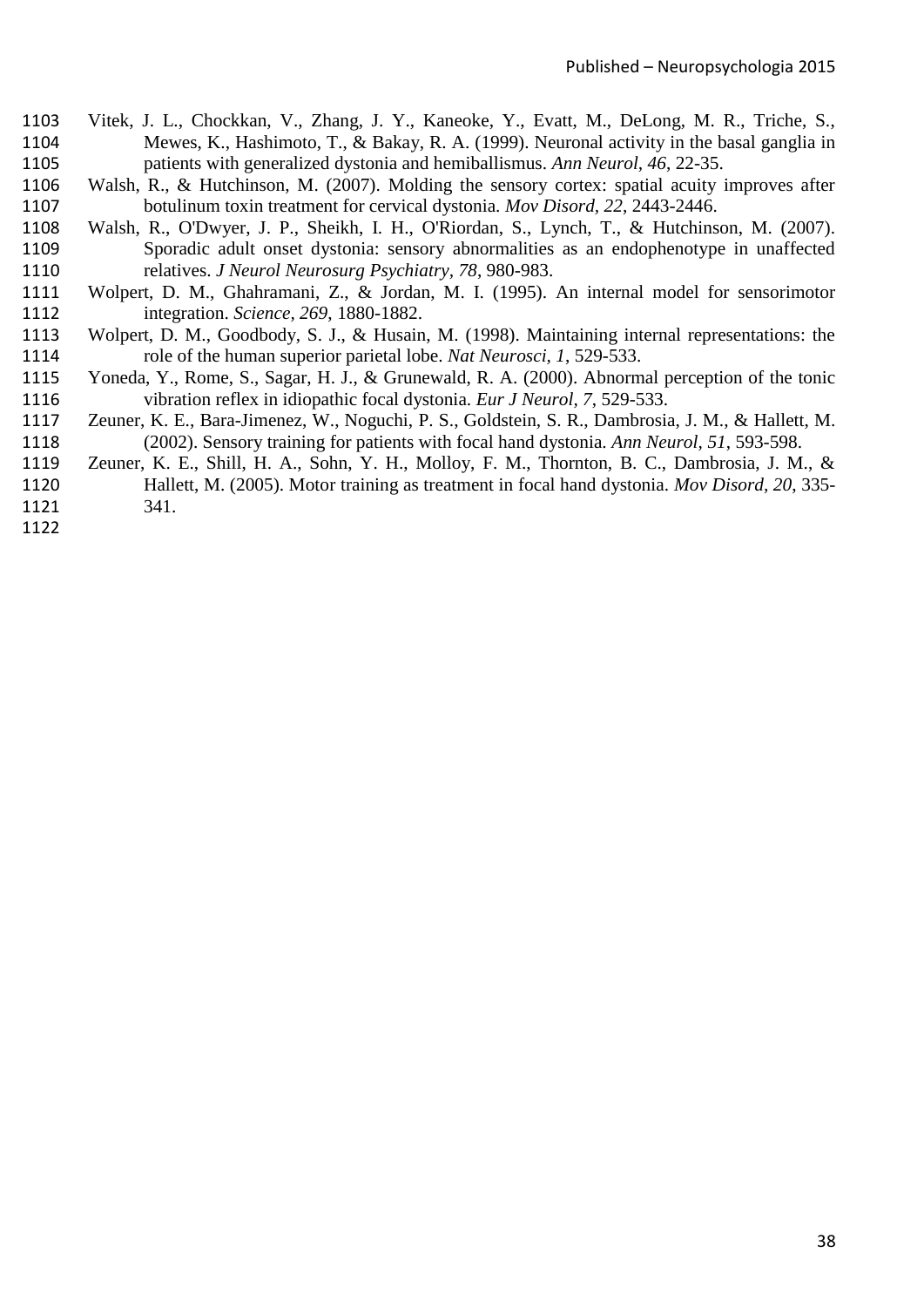Vitek, J. L., Chockkan, V., Zhang, J. Y., Kaneoke, Y., Evatt, M., DeLong, M. R., Triche, S., Mewes, K., Hashimoto, T., & Bakay, R. A. (1999). Neuronal activity in the basal ganglia in patients with generalized dystonia and hemiballismus. *Ann Neurol, 46*, 22-35.

Walsh, R., & Hutchinson, M. (2007). Molding the sensory cortex: spatial acuity improves after botulinum toxin treatment for cervical dystonia. *Mov Disord, 22*, 2443-2446.

Walsh, R., O'Dwyer, J. P., Sheikh, I. H., O'Riordan, S., Lynch, T., & Hutchinson, M. (2007). Sporadic adult onset dystonia: sensory abnormalities as an endophenotype in unaffected relatives. *J Neurol Neurosurg Psychiatry, 78*, 980-983.

Wolpert, D. M., Ghahramani, Z., & Jordan, M. I. (1995). An internal model for sensorimotor integration. *Science, 269*, 1880-1882.

Wolpert, D. M., Goodbody, S. J., & Husain, M. (1998). Maintaining internal representations: the role of the human superior parietal lobe. *Nat Neurosci, 1*, 529-533.

Yoneda, Y., Rome, S., Sagar, H. J., & Grunewald, R. A. (2000). Abnormal perception of the tonic vibration reflex in idiopathic focal dystonia. *Eur J Neurol, 7*, 529-533.

Zeuner, K. E., Bara-Jimenez, W., Noguchi, P. S., Goldstein, S. R., Dambrosia, J. M., & Hallett, M. (2002). Sensory training for patients with focal hand dystonia. *Ann Neurol, 51*, 593-598.

Zeuner, K. E., Shill, H. A., Sohn, Y. H., Molloy, F. M., Thornton, B. C., Dambrosia, J. M., & Hallett, M. (2005). Motor training as treatment in focal hand dystonia. *Mov Disord, 20*, 335-341.